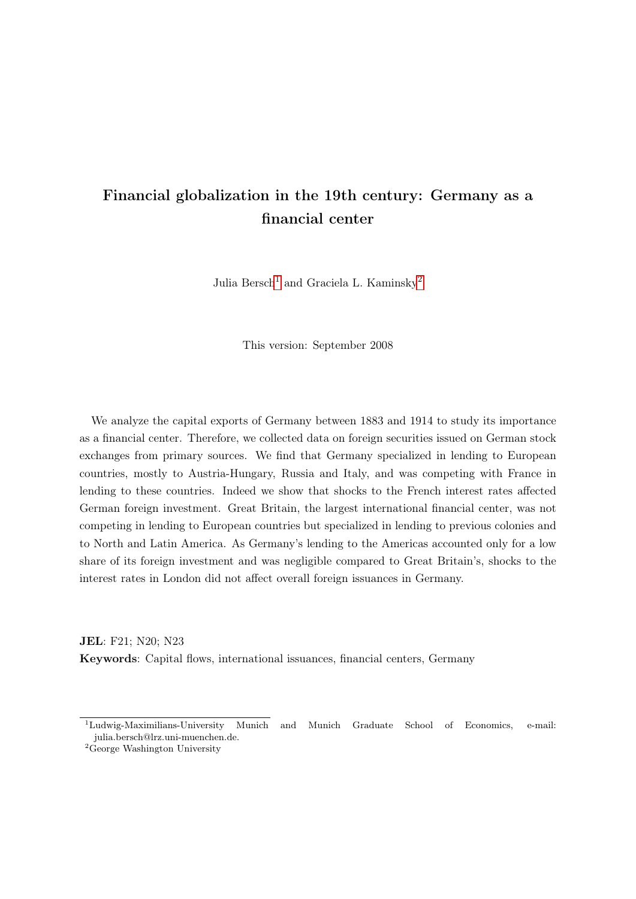# Financial globalization in the 19th century: Germany as a financial center

Julia Bersch[1] and Graciela L. Kaminsky[2]

This version: September 2008

We analyze the capital exports of Germany between 1883 and 1914 to study its importance as a financial center. Therefore, we collected data on foreign securities issued on German stock exchanges from primary sources. We find that Germany specialized in lending to European countries, mostly to Austria-Hungary, Russia and Italy, and was competing with France in lending to these countries. Indeed we show that shocks to the French interest rates affected German foreign investment. Great Britain, the largest international financial center, was not competing in lending to European countries but specialized in lending to previous colonies and to North and Latin America. As Germany's lending to the Americas accounted only for a low share of its foreign investment and was negligible compared to Great Britain's, shocks to the interest rates in London did not affect overall foreign issuances in Germany.

**JEL**: F21; N20; N23

**Keywords**: Capital flows, international issuances, financial centers, Germany

[1] Ludwig-Maximilians-University Munich and Munich Graduate School of Economics, e-mail: julia.bersch@lrz.uni-muenchen.de.

[2] George Washington University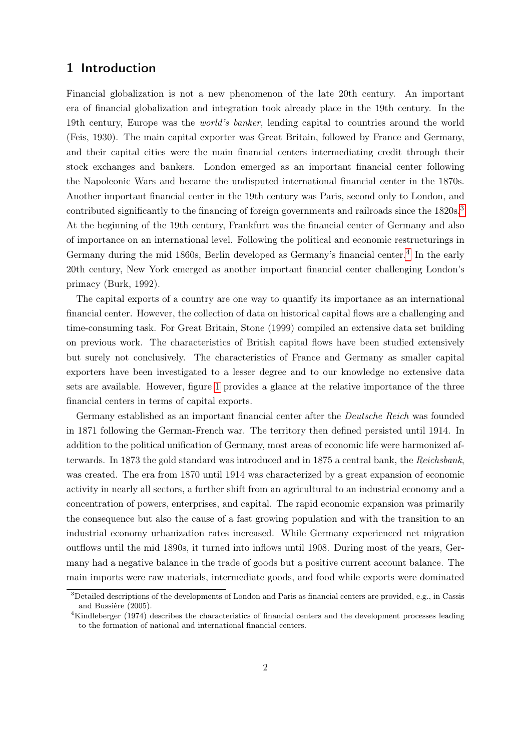## 1 Introduction

Financial globalization is not a new phenomenon of the late 20th century. An important era of financial globalization and integration took already place in the 19th century. In the 19th century, Europe was the *world's banker*, lending capital to countries around the world (Feis, 1930). The main capital exporter was Great Britain, followed by France and Germany, and their capital cities were the main financial centers intermediating credit through their stock exchanges and bankers. London emerged as an important financial center following the Napoleonic Wars and became the undisputed international financial center in the 1870s. Another important financial center in the 19th century was Paris, second only to London, and contributed significantly to the financing of foreign governments and railroads since the 1820s.[3] At the beginning of the 19th century, Frankfurt was the financial center of Germany and also of importance on an international level. Following the political and economic restructurings in Germany during the mid 1860s, Berlin developed as Germany's financial center.[4] In the early 20th century, New York emerged as another important financial center challenging London's primacy (Burk, 1992).

The capital exports of a country are one way to quantify its importance as an international financial center. However, the collection of data on historical capital flows are a challenging and time-consuming task. For Great Britain, Stone (1999) compiled an extensive data set building on previous work. The characteristics of British capital flows have been studied extensively but surely not conclusively. The characteristics of France and Germany as smaller capital exporters have been investigated to a lesser degree and to our knowledge no extensive data sets are available. However, figure 1 provides a glance at the relative importance of the three financial centers in terms of capital exports.

Germany established as an important financial center after the *Deutsche Reich* was founded in 1871 following the German-French war. The territory then defined persisted until 1914. In addition to the political unification of Germany, most areas of economic life were harmonized afterwards. In 1873 the gold standard was introduced and in 1875 a central bank, the *Reichsbank*, was created. The era from 1870 until 1914 was characterized by a great expansion of economic activity in nearly all sectors, a further shift from an agricultural to an industrial economy and a concentration of powers, enterprises, and capital. The rapid economic expansion was primarily the consequence but also the cause of a fast growing population and with the transition to an industrial economy urbanization rates increased. While Germany experienced net migration outflows until the mid 1890s, it turned into inflows until 1908. During most of the years, Germany had a negative balance in the trade of goods but a positive current account balance. The main imports were raw materials, intermediate goods, and food while exports were dominated

---

[3] Detailed descriptions of the developments of London and Paris as financial centers are provided, e.g., in Cassis and Bussière (2005).

[4] Kindleberger (1974) describes the characteristics of financial centers and the development processes leading to the formation of national and international financial centers.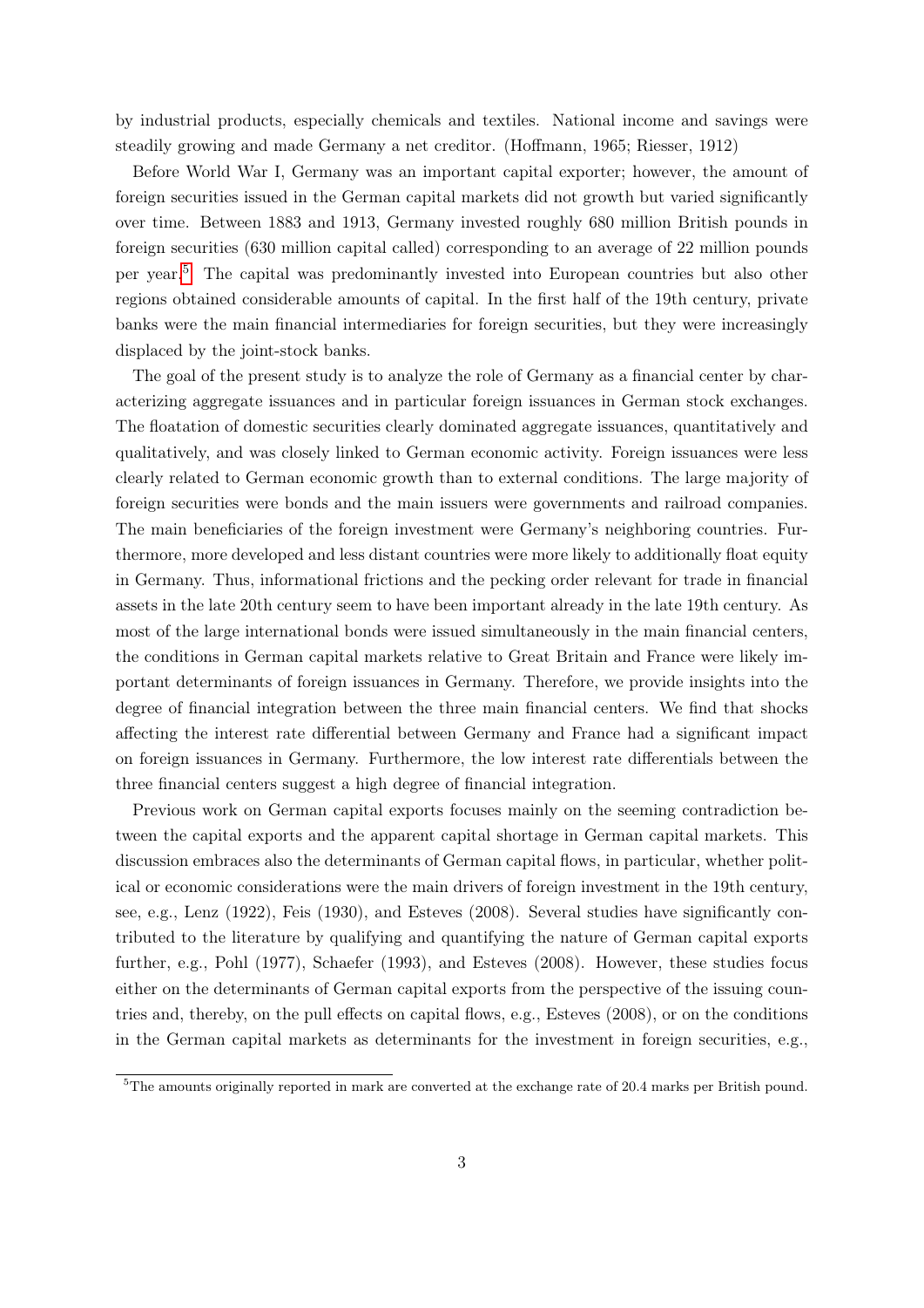by industrial products, especially chemicals and textiles. National income and savings were steadily growing and made Germany a net creditor. (Hoffmann, 1965; Riesser, 1912)

Before World War I, Germany was an important capital exporter; however, the amount of foreign securities issued in the German capital markets did not growth but varied significantly over time. Between 1883 and 1913, Germany invested roughly 680 million British pounds in foreign securities (630 million capital called) corresponding to an average of 22 million pounds per year.[5] The capital was predominantly invested into European countries but also other regions obtained considerable amounts of capital. In the first half of the 19th century, private banks were the main financial intermediaries for foreign securities, but they were increasingly displaced by the joint-stock banks.

The goal of the present study is to analyze the role of Germany as a financial center by characterizing aggregate issuances and in particular foreign issuances in German stock exchanges. The floatation of domestic securities clearly dominated aggregate issuances, quantitatively and qualitatively, and was closely linked to German economic activity. Foreign issuances were less clearly related to German economic growth than to external conditions. The large majority of foreign securities were bonds and the main issuers were governments and railroad companies. The main beneficiaries of the foreign investment were Germany's neighboring countries. Furthermore, more developed and less distant countries were more likely to additionally float equity in Germany. Thus, informational frictions and the pecking order relevant for trade in financial assets in the late 20th century seem to have been important already in the late 19th century. As most of the large international bonds were issued simultaneously in the main financial centers, the conditions in German capital markets relative to Great Britain and France were likely important determinants of foreign issuances in Germany. Therefore, we provide insights into the degree of financial integration between the three main financial centers. We find that shocks affecting the interest rate differential between Germany and France had a significant impact on foreign issuances in Germany. Furthermore, the low interest rate differentials between the three financial centers suggest a high degree of financial integration.

Previous work on German capital exports focuses mainly on the seeming contradiction between the capital exports and the apparent capital shortage in German capital markets. This discussion embraces also the determinants of German capital flows, in particular, whether political or economic considerations were the main drivers of foreign investment in the 19th century, see, e.g., Lenz (1922), Feis (1930), and Esteves (2008). Several studies have significantly contributed to the literature by qualifying and quantifying the nature of German capital exports further, e.g., Pohl (1977), Schaefer (1993), and Esteves (2008). However, these studies focus either on the determinants of German capital exports from the perspective of the issuing countries and, thereby, on the pull effects on capital flows, e.g., Esteves (2008), or on the conditions in the German capital markets as determinants for the investment in foreign securities, e.g.,

[5] The amounts originally reported in mark are converted at the exchange rate of 20.4 marks per British pound.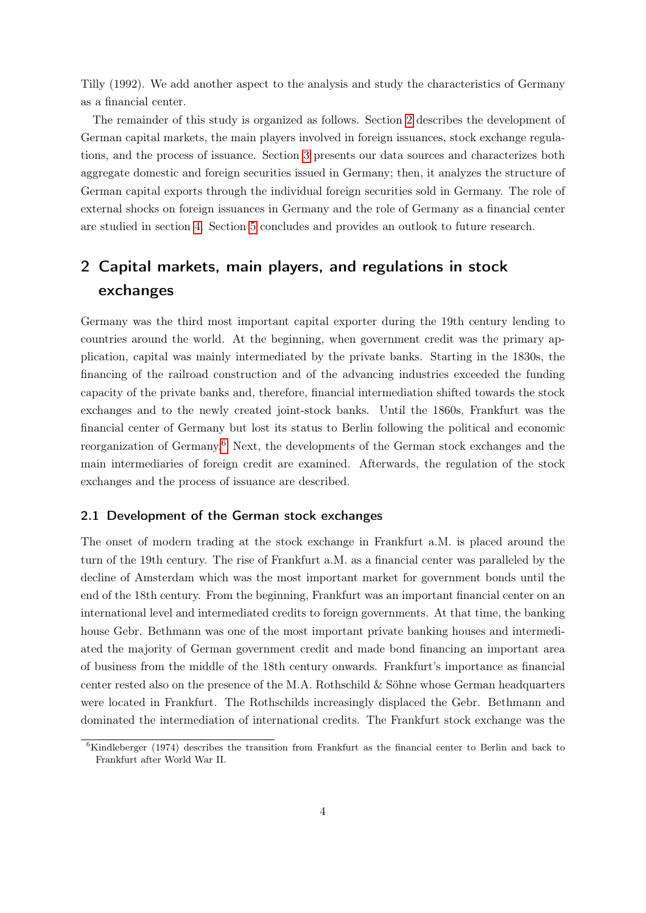Tilly (1992). We add another aspect to the analysis and study the characteristics of Germany as a financial center.

The remainder of this study is organized as follows. Section 2 describes the development of German capital markets, the main players involved in foreign issuances, stock exchange regulations, and the process of issuance. Section 3 presents our data sources and characterizes both aggregate domestic and foreign securities issued in Germany; then, it analyzes the structure of German capital exports through the individual foreign securities sold in Germany. The role of external shocks on foreign issuances in Germany and the role of Germany as a financial center are studied in section 4. Section 5 concludes and provides an outlook to future research.

## 2 Capital markets, main players, and regulations in stock exchanges

Germany was the third most important capital exporter during the 19th century lending to countries around the world. At the beginning, when government credit was the primary application, capital was mainly intermediated by the private banks. Starting in the 1830s, the financing of the railroad construction and of the advancing industries exceeded the funding capacity of the private banks and, therefore, financial intermediation shifted towards the stock exchanges and to the newly created joint-stock banks. Until the 1860s, Frankfurt was the financial center of Germany but lost its status to Berlin following the political and economic reorganization of Germany.[6] Next, the developments of the German stock exchanges and the main intermediaries of foreign credit are examined. Afterwards, the regulation of the stock exchanges and the process of issuance are described.

### 2.1 Development of the German stock exchanges

The onset of modern trading at the stock exchange in Frankfurt a.M. is placed around the turn of the 19th century. The rise of Frankfurt a.M. as a financial center was paralleled by the decline of Amsterdam which was the most important market for government bonds until the end of the 18th century. From the beginning, Frankfurt was an important financial center on an international level and intermediated credits to foreign governments. At that time, the banking house Gebr. Bethmann was one of the most important private banking houses and intermediated the majority of German government credit and made bond financing an important area of business from the middle of the 18th century onwards. Frankfurt's importance as financial center rested also on the presence of the M.A. Rothschild & Söhne whose German headquarters were located in Frankfurt. The Rothschilds increasingly displaced the Gebr. Bethmann and dominated the intermediation of international credits. The Frankfurt stock exchange was the

[6] Kindleberger (1974) describes the transition from Frankfurt as the financial center to Berlin and back to Frankfurt after World War II.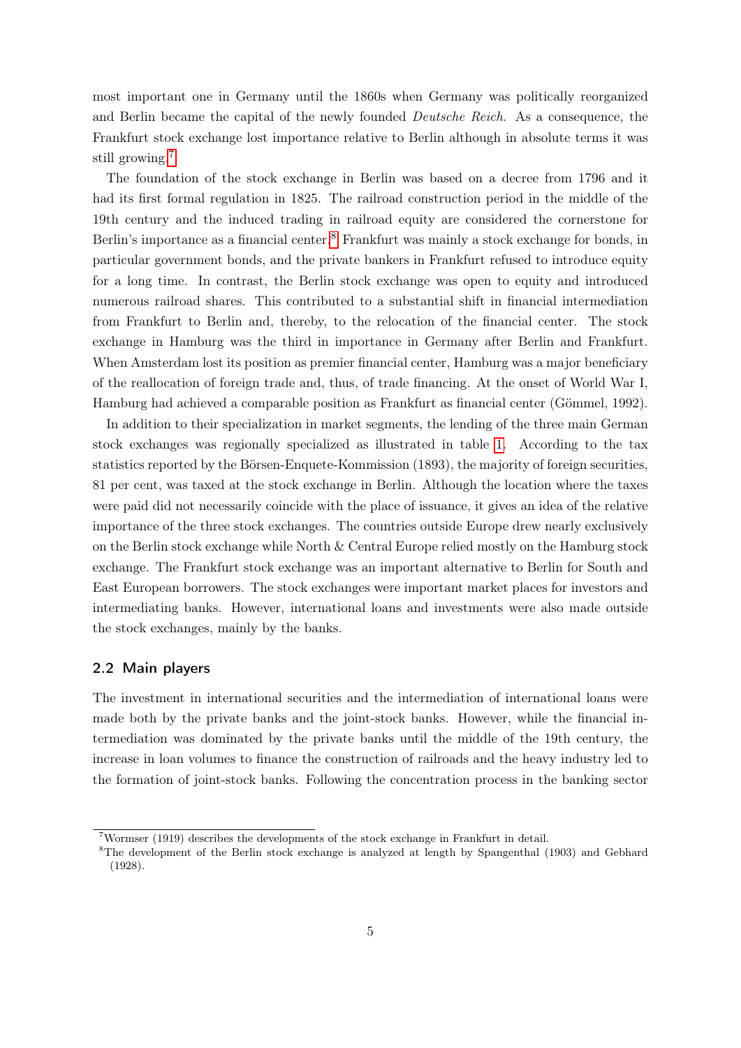most important one in Germany until the 1860s when Germany was politically reorganized and Berlin became the capital of the newly founded *Deutsche Reich*. As a consequence, the Frankfurt stock exchange lost importance relative to Berlin although in absolute terms it was still growing.[7]

The foundation of the stock exchange in Berlin was based on a decree from 1796 and it had its first formal regulation in 1825. The railroad construction period in the middle of the 19th century and the induced trading in railroad equity are considered the cornerstone for Berlin's importance as a financial center.[8] Frankfurt was mainly a stock exchange for bonds, in particular government bonds, and the private bankers in Frankfurt refused to introduce equity for a long time. In contrast, the Berlin stock exchange was open to equity and introduced numerous railroad shares. This contributed to a substantial shift in financial intermediation from Frankfurt to Berlin and, thereby, to the relocation of the financial center. The stock exchange in Hamburg was the third in importance in Germany after Berlin and Frankfurt. When Amsterdam lost its position as premier financial center, Hamburg was a major beneficiary of the reallocation of foreign trade and, thus, of trade financing. At the onset of World War I, Hamburg had achieved a comparable position as Frankfurt as financial center (Gömmel, 1992).

In addition to their specialization in market segments, the lending of the three main German stock exchanges was regionally specialized as illustrated in table 1. According to the tax statistics reported by the Börsen-Enquete-Kommission (1893), the majority of foreign securities, 81 per cent, was taxed at the stock exchange in Berlin. Although the location where the taxes were paid did not necessarily coincide with the place of issuance, it gives an idea of the relative importance of the three stock exchanges. The countries outside Europe drew nearly exclusively on the Berlin stock exchange while North & Central Europe relied mostly on the Hamburg stock exchange. The Frankfurt stock exchange was an important alternative to Berlin for South and East European borrowers. The stock exchanges were important market places for investors and intermediating banks. However, international loans and investments were also made outside the stock exchanges, mainly by the banks.

## 2.2 Main players

The investment in international securities and the intermediation of international loans were made both by the private banks and the joint-stock banks. However, while the financial intermediation was dominated by the private banks until the middle of the 19th century, the increase in loan volumes to finance the construction of railroads and the heavy industry led to the formation of joint-stock banks. Following the concentration process in the banking sector

[7] Wormser (1919) describes the developments of the stock exchange in Frankfurt in detail.

[8] The development of the Berlin stock exchange is analyzed at length by Spangenthal (1903) and Gebhard (1928).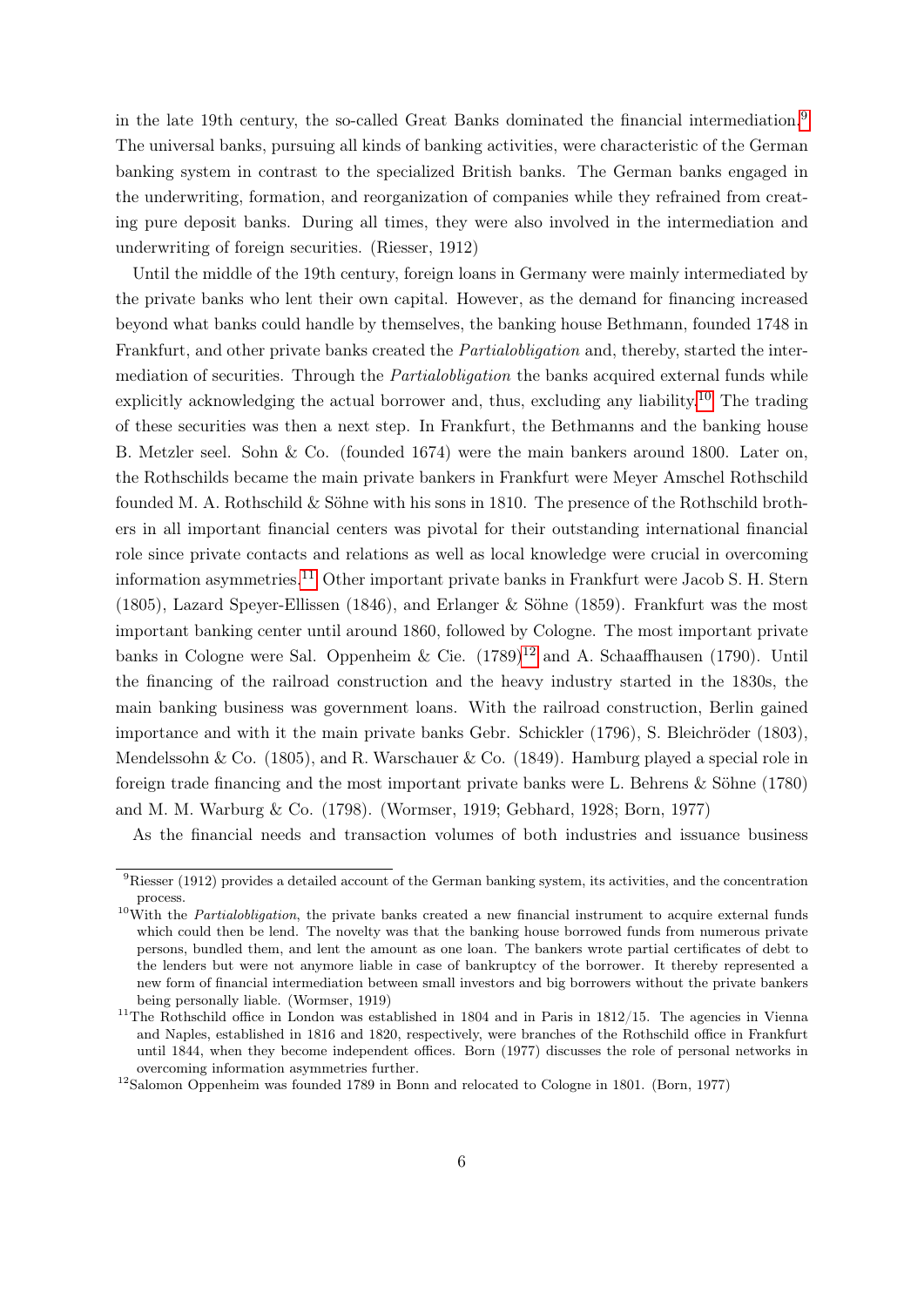in the late 19th century, the so-called Great Banks dominated the financial intermediation.[9] The universal banks, pursuing all kinds of banking activities, were characteristic of the German banking system in contrast to the specialized British banks. The German banks engaged in the underwriting, formation, and reorganization of companies while they refrained from creating pure deposit banks. During all times, they were also involved in the intermediation and underwriting of foreign securities. (Riesser, 1912)

Until the middle of the 19th century, foreign loans in Germany were mainly intermediated by the private banks who lent their own capital. However, as the demand for financing increased beyond what banks could handle by themselves, the banking house Bethmann, founded 1748 in Frankfurt, and other private banks created the *Partialobligation* and, thereby, started the intermediation of securities. Through the *Partialobligation* the banks acquired external funds while explicitly acknowledging the actual borrower and, thus, excluding any liability.[10] The trading of these securities was then a next step. In Frankfurt, the Bethmanns and the banking house B. Metzler seel. Sohn & Co. (founded 1674) were the main bankers around 1800. Later on, the Rothschilds became the main private bankers in Frankfurt were Meyer Amschel Rothschild founded M. A. Rothschild & Söhne with his sons in 1810. The presence of the Rothschild brothers in all important financial centers was pivotal for their outstanding international financial role since private contacts and relations as well as local knowledge were crucial in overcoming information asymmetries.[11] Other important private banks in Frankfurt were Jacob S. H. Stern (1805), Lazard Speyer-Ellissen (1846), and Erlanger & Söhne (1859). Frankfurt was the most important banking center until around 1860, followed by Cologne. The most important private banks in Cologne were Sal. Oppenheim & Cie. (1789)[12] and A. Schaaffhausen (1790). Until the financing of the railroad construction and the heavy industry started in the 1830s, the main banking business was government loans. With the railroad construction, Berlin gained importance and with it the main private banks Gebr. Schickler (1796), S. Bleichröder (1803), Mendelssohn & Co. (1805), and R. Warschauer & Co. (1849). Hamburg played a special role in foreign trade financing and the most important private banks were L. Behrens & Söhne (1780) and M. M. Warburg & Co. (1798). (Wormser, 1919; Gebhard, 1928; Born, 1977)

As the financial needs and transaction volumes of both industries and issuance business

[9] Riesser (1912) provides a detailed account of the German banking system, its activities, and the concentration process.

[10] With the *Partialobligation*, the private banks created a new financial instrument to acquire external funds which could then be lend. The novelty was that the banking house borrowed funds from numerous private persons, bundled them, and lent the amount as one loan. The bankers wrote partial certificates of debt to the lenders but were not anymore liable in case of bankruptcy of the borrower. It thereby represented a new form of financial intermediation between small investors and big borrowers without the private bankers being personally liable. (Wormser, 1919)

[11] The Rothschild office in London was established in 1804 and in Paris in 1812/15. The agencies in Vienna and Naples, established in 1816 and 1820, respectively, were branches of the Rothschild office in Frankfurt until 1844, when they become independent offices. Born (1977) discusses the role of personal networks in overcoming information asymmetries further.

[12] Salomon Oppenheim was founded 1789 in Bonn and relocated to Cologne in 1801. (Born, 1977)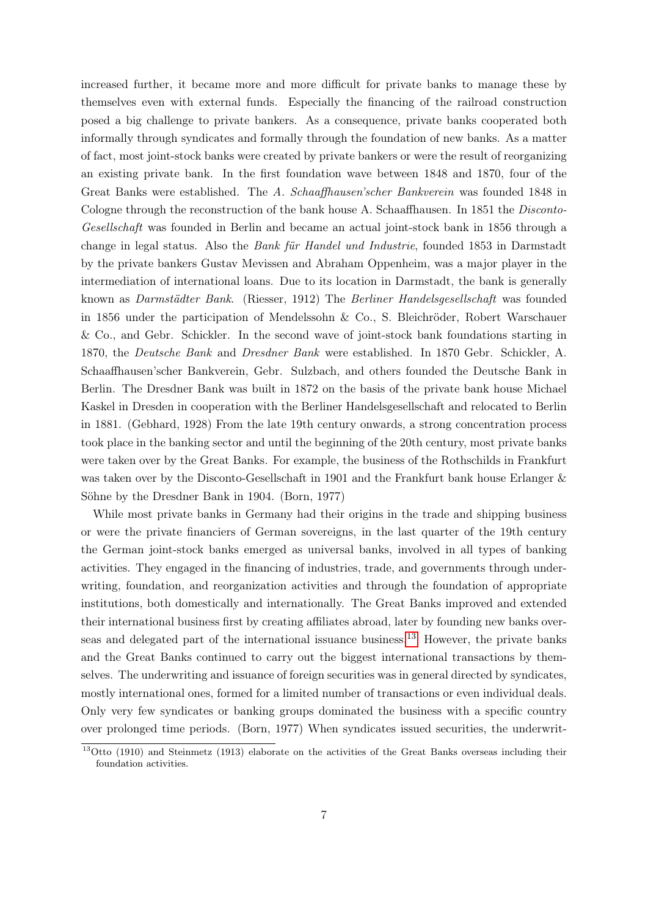increased further, it became more and more difficult for private banks to manage these by themselves even with external funds. Especially the financing of the railroad construction posed a big challenge to private bankers. As a consequence, private banks cooperated both informally through syndicates and formally through the foundation of new banks. As a matter of fact, most joint-stock banks were created by private bankers or were the result of reorganizing an existing private bank. In the first foundation wave between 1848 and 1870, four of the Great Banks were established. The *A. Schaaffhausen'scher Bankverein* was founded 1848 in Cologne through the reconstruction of the bank house A. Schaaffhausen. In 1851 the *Disconto-Gesellschaft* was founded in Berlin and became an actual joint-stock bank in 1856 through a change in legal status. Also the *Bank für Handel und Industrie*, founded 1853 in Darmstadt by the private bankers Gustav Mevissen and Abraham Oppenheim, was a major player in the intermediation of international loans. Due to its location in Darmstadt, the bank is generally known as *Darmstädter Bank*. (Riesser, 1912) The *Berliner Handelsgesellschaft* was founded in 1856 under the participation of Mendelssohn & Co., S. Bleichröder, Robert Warschauer & Co., and Gebr. Schickler. In the second wave of joint-stock bank foundations starting in 1870, the *Deutsche Bank* and *Dresdner Bank* were established. In 1870 Gebr. Schickler, A. Schaaffhausen'scher Bankverein, Gebr. Sulzbach, and others founded the Deutsche Bank in Berlin. The Dresdner Bank was built in 1872 on the basis of the private bank house Michael Kaskel in Dresden in cooperation with the Berliner Handelsgesellschaft and relocated to Berlin in 1881. (Gebhard, 1928) From the late 19th century onwards, a strong concentration process took place in the banking sector and until the beginning of the 20th century, most private banks were taken over by the Great Banks. For example, the business of the Rothschilds in Frankfurt was taken over by the Disconto-Gesellschaft in 1901 and the Frankfurt bank house Erlanger & Söhne by the Dresdner Bank in 1904. (Born, 1977)

While most private banks in Germany had their origins in the trade and shipping business or were the private financiers of German sovereigns, in the last quarter of the 19th century the German joint-stock banks emerged as universal banks, involved in all types of banking activities. They engaged in the financing of industries, trade, and governments through underwriting, foundation, and reorganization activities and through the foundation of appropriate institutions, both domestically and internationally. The Great Banks improved and extended their international business first by creating affiliates abroad, later by founding new banks overseas and delegated part of the international issuance business.[13] However, the private banks and the Great Banks continued to carry out the biggest international transactions by themselves. The underwriting and issuance of foreign securities was in general directed by syndicates, mostly international ones, formed for a limited number of transactions or even individual deals. Only very few syndicates or banking groups dominated the business with a specific country over prolonged time periods. (Born, 1977) When syndicates issued securities, the underwrit-

[13] Otto (1910) and Steinmetz (1913) elaborate on the activities of the Great Banks overseas including their foundation activities.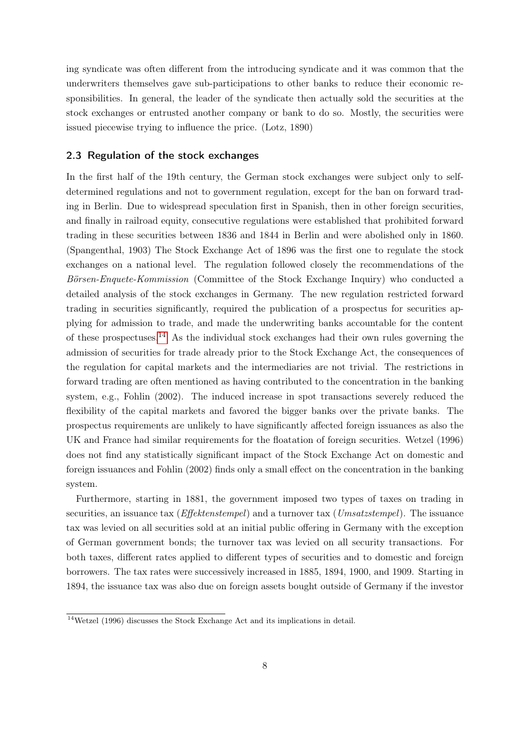ing syndicate was often different from the introducing syndicate and it was common that the underwriters themselves gave sub-participations to other banks to reduce their economic responsibilities. In general, the leader of the syndicate then actually sold the securities at the stock exchanges or entrusted another company or bank to do so. Mostly, the securities were issued piecewise trying to influence the price. (Lotz, 1890)

### 2.3 Regulation of the stock exchanges

In the first half of the 19th century, the German stock exchanges were subject only to self-determined regulations and not to government regulation, except for the ban on forward trading in Berlin. Due to widespread speculation first in Spanish, then in other foreign securities, and finally in railroad equity, consecutive regulations were established that prohibited forward trading in these securities between 1836 and 1844 in Berlin and were abolished only in 1860. (Spangenthal, 1903) The Stock Exchange Act of 1896 was the first one to regulate the stock exchanges on a national level. The regulation followed closely the recommendations of the *Börsen-Enquete-Kommission* (Committee of the Stock Exchange Inquiry) who conducted a detailed analysis of the stock exchanges in Germany. The new regulation restricted forward trading in securities significantly, required the publication of a prospectus for securities applying for admission to trade, and made the underwriting banks accountable for the content of these prospectuses.[14] As the individual stock exchanges had their own rules governing the admission of securities for trade already prior to the Stock Exchange Act, the consequences of the regulation for capital markets and the intermediaries are not trivial. The restrictions in forward trading are often mentioned as having contributed to the concentration in the banking system, e.g., Fohlin (2002). The induced increase in spot transactions severely reduced the flexibility of the capital markets and favored the bigger banks over the private banks. The prospectus requirements are unlikely to have significantly affected foreign issuances as also the UK and France had similar requirements for the floatation of foreign securities. Wetzel (1996) does not find any statistically significant impact of the Stock Exchange Act on domestic and foreign issuances and Fohlin (2002) finds only a small effect on the concentration in the banking system.

Furthermore, starting in 1881, the government imposed two types of taxes on trading in securities, an issuance tax (*Effektenstempel*) and a turnover tax (*Umsatzstempel*). The issuance tax was levied on all securities sold at an initial public offering in Germany with the exception of German government bonds; the turnover tax was levied on all security transactions. For both taxes, different rates applied to different types of securities and to domestic and foreign borrowers. The tax rates were successively increased in 1885, 1894, 1900, and 1909. Starting in 1894, the issuance tax was also due on foreign assets bought outside of Germany if the investor

[14] Wetzel (1996) discusses the Stock Exchange Act and its implications in detail.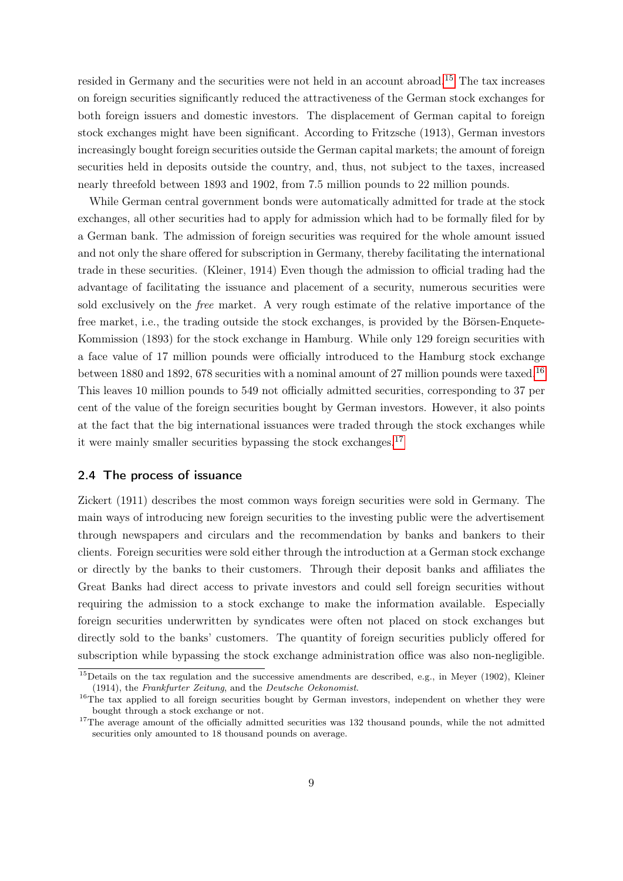resided in Germany and the securities were not held in an account abroad.[15] The tax increases on foreign securities significantly reduced the attractiveness of the German stock exchanges for both foreign issuers and domestic investors. The displacement of German capital to foreign stock exchanges might have been significant. According to Fritzsche (1913), German investors increasingly bought foreign securities outside the German capital markets; the amount of foreign securities held in deposits outside the country, and, thus, not subject to the taxes, increased nearly threefold between 1893 and 1902, from 7.5 million pounds to 22 million pounds.

While German central government bonds were automatically admitted for trade at the stock exchanges, all other securities had to apply for admission which had to be formally filed for by a German bank. The admission of foreign securities was required for the whole amount issued and not only the share offered for subscription in Germany, thereby facilitating the international trade in these securities. (Kleiner, 1914) Even though the admission to official trading had the advantage of facilitating the issuance and placement of a security, numerous securities were sold exclusively on the *free* market. A very rough estimate of the relative importance of the free market, i.e., the trading outside the stock exchanges, is provided by the Börsen-Enquete-Kommission (1893) for the stock exchange in Hamburg. While only 129 foreign securities with a face value of 17 million pounds were officially introduced to the Hamburg stock exchange between 1880 and 1892, 678 securities with a nominal amount of 27 million pounds were taxed.[16] This leaves 10 million pounds to 549 not officially admitted securities, corresponding to 37 per cent of the value of the foreign securities bought by German investors. However, it also points at the fact that the big international issuances were traded through the stock exchanges while it were mainly smaller securities bypassing the stock exchanges.[17]

## 2.4 The process of issuance

Zickert (1911) describes the most common ways foreign securities were sold in Germany. The main ways of introducing new foreign securities to the investing public were the advertisement through newspapers and circulars and the recommendation by banks and bankers to their clients. Foreign securities were sold either through the introduction at a German stock exchange or directly by the banks to their customers. Through their deposit banks and affiliates the Great Banks had direct access to private investors and could sell foreign securities without requiring the admission to a stock exchange to make the information available. Especially foreign securities underwritten by syndicates were often not placed on stock exchanges but directly sold to the banks' customers. The quantity of foreign securities publicly offered for subscription while bypassing the stock exchange administration office was also non-negligible.

---

[15] Details on the tax regulation and the successive amendments are described, e.g., in Meyer (1902), Kleiner (1914), the *Frankfurter Zeitung*, and the *Deutsche Oekonomist*.

[16] The tax applied to all foreign securities bought by German investors, independent on whether they were bought through a stock exchange or not.

[17] The average amount of the officially admitted securities was 132 thousand pounds, while the not admitted securities only amounted to 18 thousand pounds on average.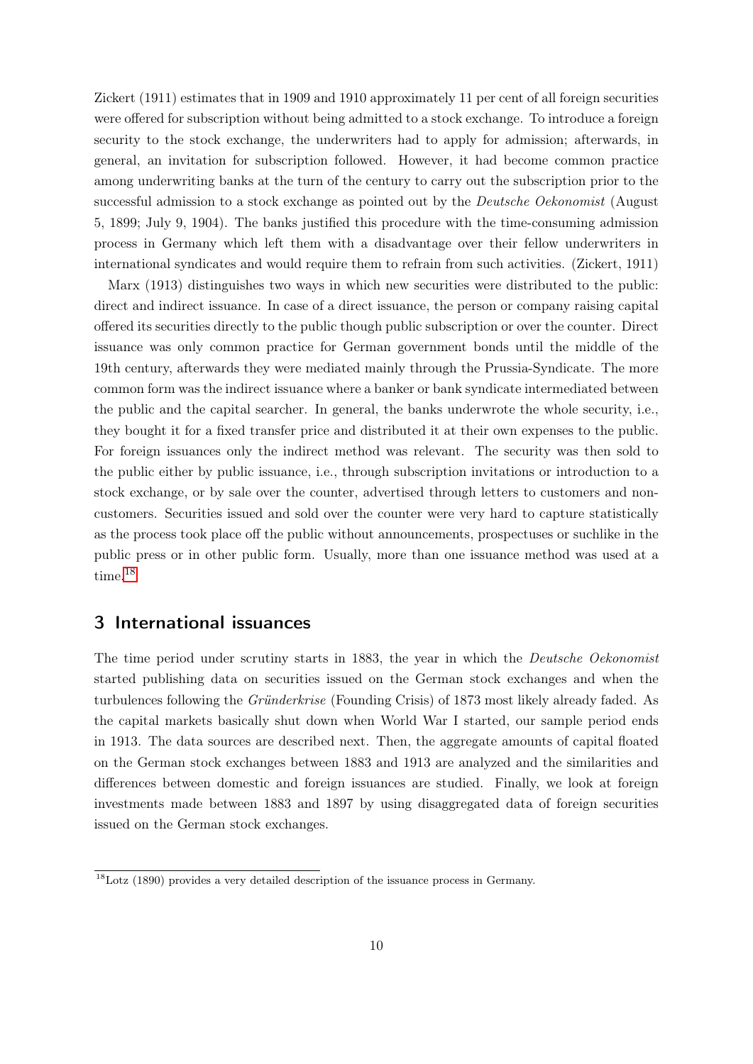Zickert (1911) estimates that in 1909 and 1910 approximately 11 per cent of all foreign securities were offered for subscription without being admitted to a stock exchange. To introduce a foreign security to the stock exchange, the underwriters had to apply for admission; afterwards, in general, an invitation for subscription followed. However, it had become common practice among underwriting banks at the turn of the century to carry out the subscription prior to the successful admission to a stock exchange as pointed out by the *Deutsche Oekonomist* (August 5, 1899; July 9, 1904). The banks justified this procedure with the time-consuming admission process in Germany which left them with a disadvantage over their fellow underwriters in international syndicates and would require them to refrain from such activities. (Zickert, 1911)

Marx (1913) distinguishes two ways in which new securities were distributed to the public: direct and indirect issuance. In case of a direct issuance, the person or company raising capital offered its securities directly to the public though public subscription or over the counter. Direct issuance was only common practice for German government bonds until the middle of the 19th century, afterwards they were mediated mainly through the Prussia-Syndicate. The more common form was the indirect issuance where a banker or bank syndicate intermediated between the public and the capital searcher. In general, the banks underwrote the whole security, i.e., they bought it for a fixed transfer price and distributed it at their own expenses to the public. For foreign issuances only the indirect method was relevant. The security was then sold to the public either by public issuance, i.e., through subscription invitations or introduction to a stock exchange, or by sale over the counter, advertised through letters to customers and non-customers. Securities issued and sold over the counter were very hard to capture statistically as the process took place off the public without announcements, prospectuses or suchlike in the public press or in other public form. Usually, more than one issuance method was used at a time.[18]

## 3 International issuances

The time period under scrutiny starts in 1883, the year in which the *Deutsche Oekonomist* started publishing data on securities issued on the German stock exchanges and when the turbulences following the *Gründerkrise* (Founding Crisis) of 1873 most likely already faded. As the capital markets basically shut down when World War I started, our sample period ends in 1913. The data sources are described next. Then, the aggregate amounts of capital floated on the German stock exchanges between 1883 and 1913 are analyzed and the similarities and differences between domestic and foreign issuances are studied. Finally, we look at foreign investments made between 1883 and 1897 by using disaggregated data of foreign securities issued on the German stock exchanges.

[18] Lotz (1890) provides a very detailed description of the issuance process in Germany.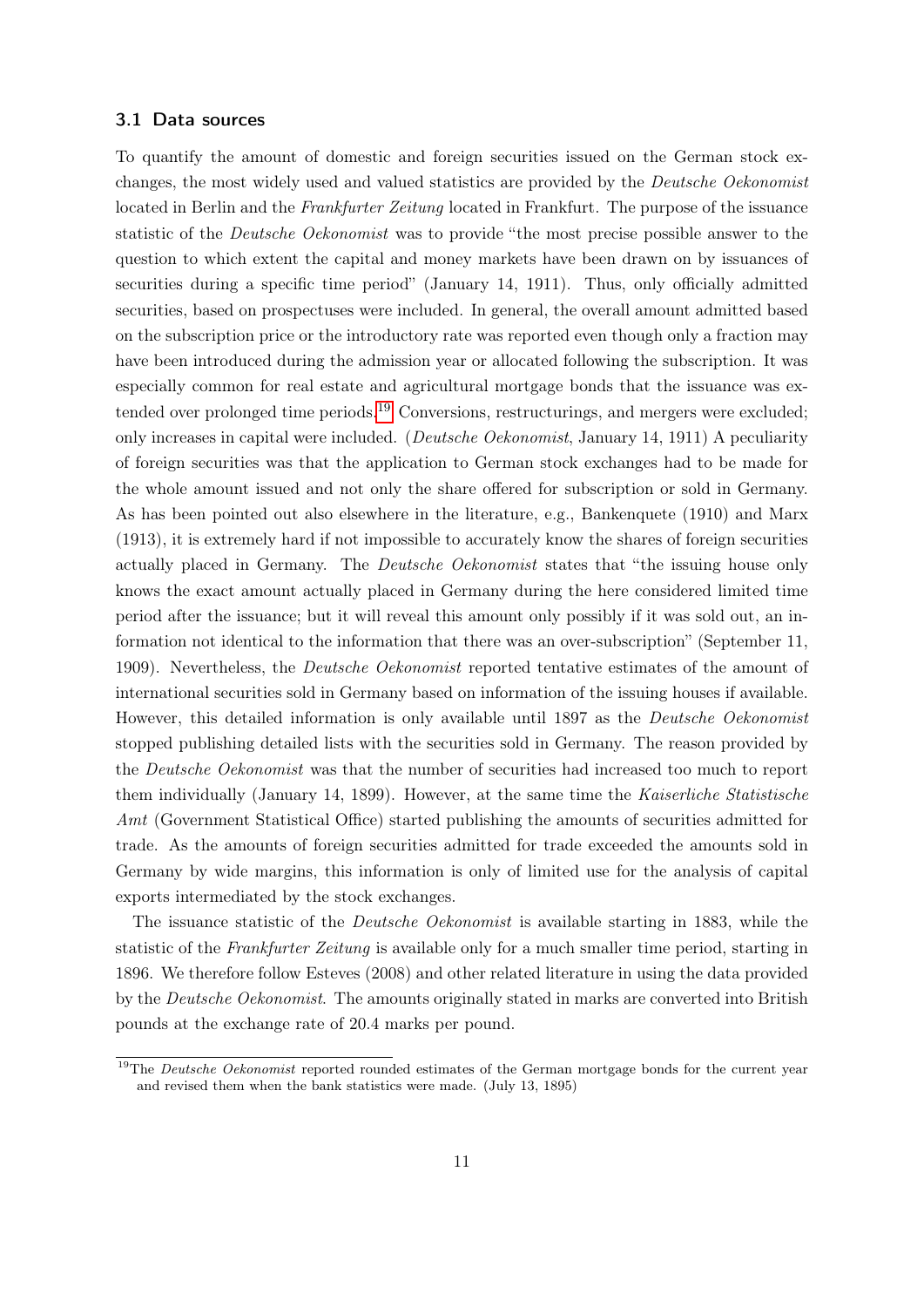### 3.1 Data sources

To quantify the amount of domestic and foreign securities issued on the German stock exchanges, the most widely used and valued statistics are provided by the *Deutsche Oekonomist* located in Berlin and the *Frankfurter Zeitung* located in Frankfurt. The purpose of the issuance statistic of the *Deutsche Oekonomist* was to provide "the most precise possible answer to the question to which extent the capital and money markets have been drawn on by issuances of securities during a specific time period" (January 14, 1911). Thus, only officially admitted securities, based on prospectuses were included. In general, the overall amount admitted based on the subscription price or the introductory rate was reported even though only a fraction may have been introduced during the admission year or allocated following the subscription. It was especially common for real estate and agricultural mortgage bonds that the issuance was extended over prolonged time periods.[19] Conversions, restructurings, and mergers were excluded; only increases in capital were included. (*Deutsche Oekonomist*, January 14, 1911) A peculiarity of foreign securities was that the application to German stock exchanges had to be made for the whole amount issued and not only the share offered for subscription or sold in Germany. As has been pointed out also elsewhere in the literature, e.g., Bankenquete (1910) and Marx (1913), it is extremely hard if not impossible to accurately know the shares of foreign securities actually placed in Germany. The *Deutsche Oekonomist* states that "the issuing house only knows the exact amount actually placed in Germany during the here considered limited time period after the issuance; but it will reveal this amount only possibly if it was sold out, an information not identical to the information that there was an over-subscription" (September 11, 1909). Nevertheless, the *Deutsche Oekonomist* reported tentative estimates of the amount of international securities sold in Germany based on information of the issuing houses if available. However, this detailed information is only available until 1897 as the *Deutsche Oekonomist* stopped publishing detailed lists with the securities sold in Germany. The reason provided by the *Deutsche Oekonomist* was that the number of securities had increased too much to report them individually (January 14, 1899). However, at the same time the *Kaiserliche Statistische Amt* (Government Statistical Office) started publishing the amounts of securities admitted for trade. As the amounts of foreign securities admitted for trade exceeded the amounts sold in Germany by wide margins, this information is only of limited use for the analysis of capital exports intermediated by the stock exchanges.

The issuance statistic of the *Deutsche Oekonomist* is available starting in 1883, while the statistic of the *Frankfurter Zeitung* is available only for a much smaller time period, starting in 1896. We therefore follow Esteves (2008) and other related literature in using the data provided by the *Deutsche Oekonomist*. The amounts originally stated in marks are converted into British pounds at the exchange rate of 20.4 marks per pound.

[19] The *Deutsche Oekonomist* reported rounded estimates of the German mortgage bonds for the current year and revised them when the bank statistics were made. (July 13, 1895)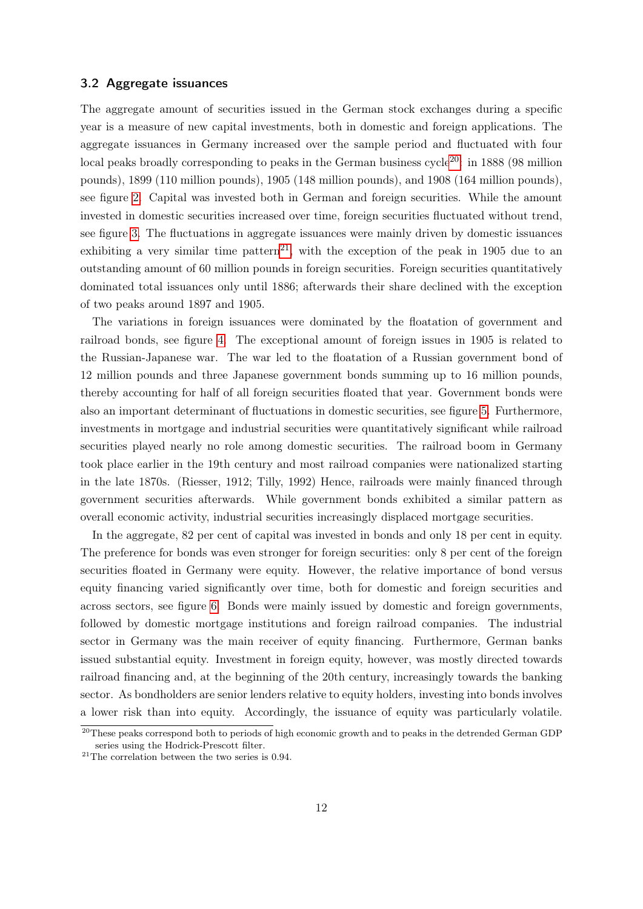### 3.2 Aggregate issuances

The aggregate amount of securities issued in the German stock exchanges during a specific year is a measure of new capital investments, both in domestic and foreign applications. The aggregate issuances in Germany increased over the sample period and fluctuated with four local peaks broadly corresponding to peaks in the German business cycle[20]: in 1888 (98 million pounds), 1899 (110 million pounds), 1905 (148 million pounds), and 1908 (164 million pounds), see figure 2. Capital was invested both in German and foreign securities. While the amount invested in domestic securities increased over time, foreign securities fluctuated without trend, see figure 3. The fluctuations in aggregate issuances were mainly driven by domestic issuances exhibiting a very similar time pattern[21], with the exception of the peak in 1905 due to an outstanding amount of 60 million pounds in foreign securities. Foreign securities quantitatively dominated total issuances only until 1886; afterwards their share declined with the exception of two peaks around 1897 and 1905.

The variations in foreign issuances were dominated by the floatation of government and railroad bonds, see figure 4. The exceptional amount of foreign issues in 1905 is related to the Russian-Japanese war. The war led to the floatation of a Russian government bond of 12 million pounds and three Japanese government bonds summing up to 16 million pounds, thereby accounting for half of all foreign securities floated that year. Government bonds were also an important determinant of fluctuations in domestic securities, see figure 5. Furthermore, investments in mortgage and industrial securities were quantitatively significant while railroad securities played nearly no role among domestic securities. The railroad boom in Germany took place earlier in the 19th century and most railroad companies were nationalized starting in the late 1870s. (Riesser, 1912; Tilly, 1992) Hence, railroads were mainly financed through government securities afterwards. While government bonds exhibited a similar pattern as overall economic activity, industrial securities increasingly displaced mortgage securities.

In the aggregate, 82 per cent of capital was invested in bonds and only 18 per cent in equity. The preference for bonds was even stronger for foreign securities: only 8 per cent of the foreign securities floated in Germany were equity. However, the relative importance of bond versus equity financing varied significantly over time, both for domestic and foreign securities and across sectors, see figure 6. Bonds were mainly issued by domestic and foreign governments, followed by domestic mortgage institutions and foreign railroad companies. The industrial sector in Germany was the main receiver of equity financing. Furthermore, German banks issued substantial equity. Investment in foreign equity, however, was mostly directed towards railroad financing and, at the beginning of the 20th century, increasingly towards the banking sector. As bondholders are senior lenders relative to equity holders, investing into bonds involves a lower risk than into equity. Accordingly, the issuance of equity was particularly volatile.

[20] These peaks correspond both to periods of high economic growth and to peaks in the detrended German GDP series using the Hodrick-Prescott filter.

[21] The correlation between the two series is 0.94.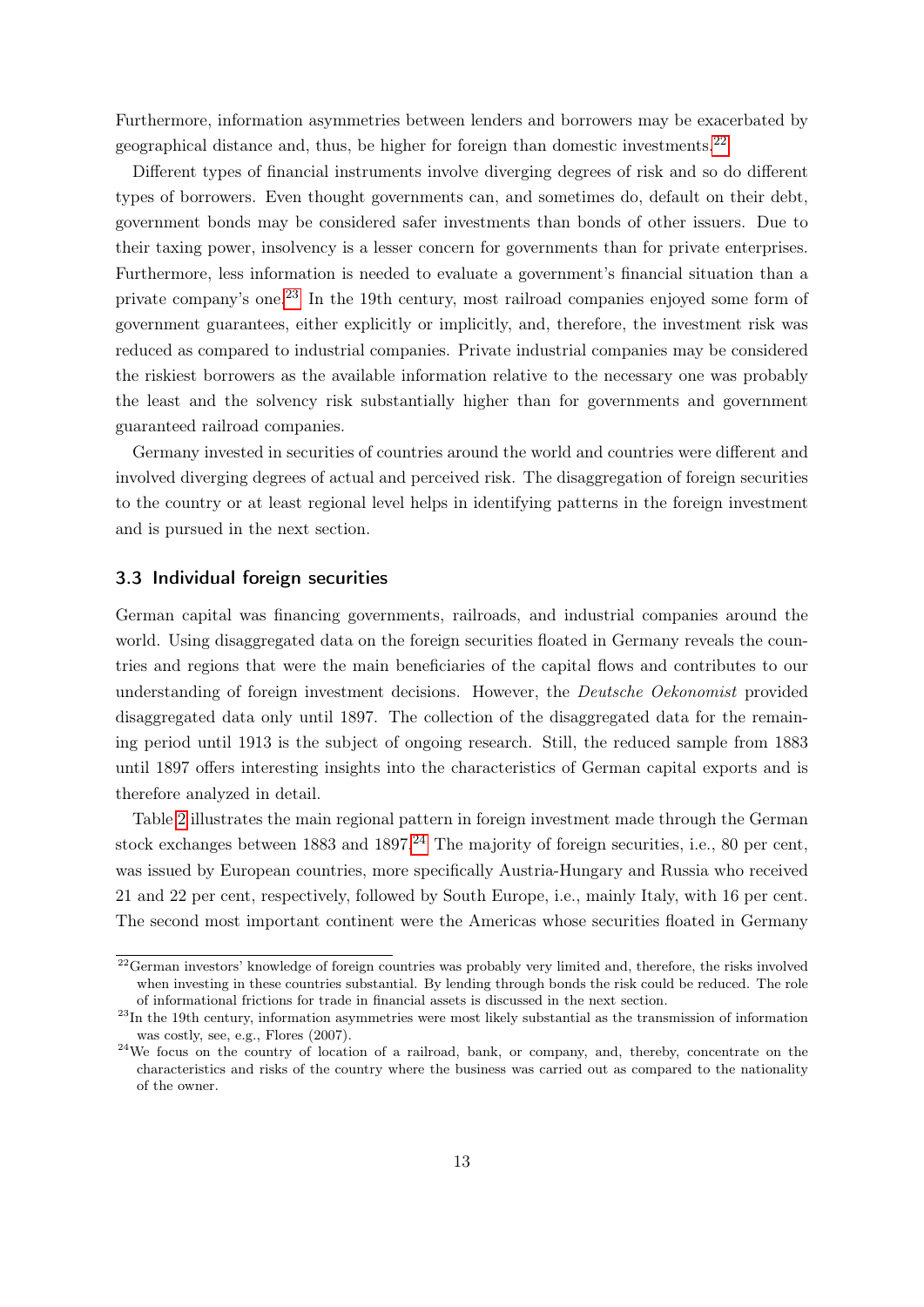Furthermore, information asymmetries between lenders and borrowers may be exacerbated by geographical distance and, thus, be higher for foreign than domestic investments.[22]

Different types of financial instruments involve diverging degrees of risk and so do different types of borrowers. Even thought governments can, and sometimes do, default on their debt, government bonds may be considered safer investments than bonds of other issuers. Due to their taxing power, insolvency is a lesser concern for governments than for private enterprises. Furthermore, less information is needed to evaluate a government's financial situation than a private company's one.[23] In the 19th century, most railroad companies enjoyed some form of government guarantees, either explicitly or implicitly, and, therefore, the investment risk was reduced as compared to industrial companies. Private industrial companies may be considered the riskiest borrowers as the available information relative to the necessary one was probably the least and the solvency risk substantially higher than for governments and government guaranteed railroad companies.

Germany invested in securities of countries around the world and countries were different and involved diverging degrees of actual and perceived risk. The disaggregation of foreign securities to the country or at least regional level helps in identifying patterns in the foreign investment and is pursued in the next section.

### 3.3 Individual foreign securities

German capital was financing governments, railroads, and industrial companies around the world. Using disaggregated data on the foreign securities floated in Germany reveals the countries and regions that were the main beneficiaries of the capital flows and contributes to our understanding of foreign investment decisions. However, the *Deutsche Oekonomist* provided disaggregated data only until 1897. The collection of the disaggregated data for the remaining period until 1913 is the subject of ongoing research. Still, the reduced sample from 1883 until 1897 offers interesting insights into the characteristics of German capital exports and is therefore analyzed in detail.

Table 2 illustrates the main regional pattern in foreign investment made through the German stock exchanges between 1883 and 1897.[24] The majority of foreign securities, i.e., 80 per cent, was issued by European countries, more specifically Austria-Hungary and Russia who received 21 and 22 per cent, respectively, followed by South Europe, i.e., mainly Italy, with 16 per cent. The second most important continent were the Americas whose securities floated in Germany

---

[22] German investors' knowledge of foreign countries was probably very limited and, therefore, the risks involved when investing in these countries substantial. By lending through bonds the risk could be reduced. The role of informational frictions for trade in financial assets is discussed in the next section.

[23] In the 19th century, information asymmetries were most likely substantial as the transmission of information was costly, see, e.g., Flores (2007).

[24] We focus on the country of location of a railroad, bank, or company, and, thereby, concentrate on the characteristics and risks of the country where the business was carried out as compared to the nationality of the owner.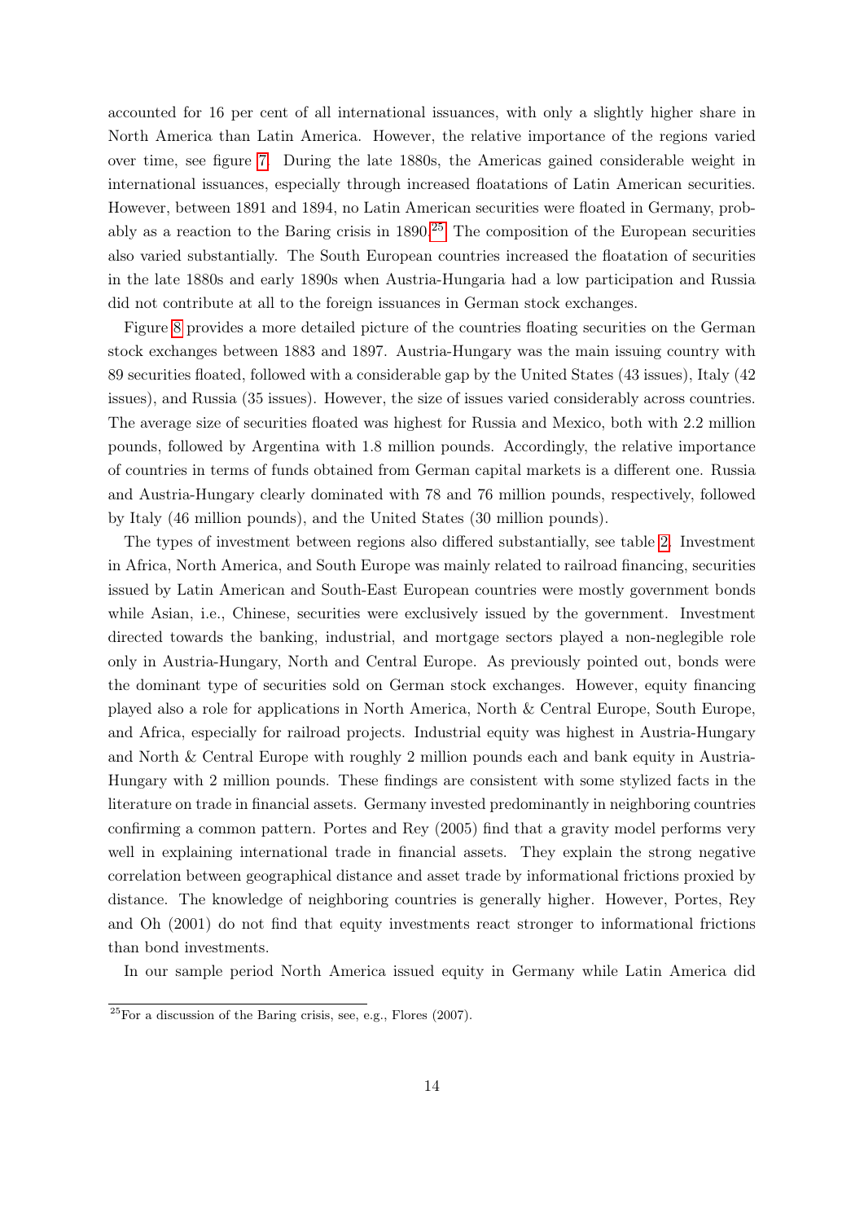accounted for 16 per cent of all international issuances, with only a slightly higher share in North America than Latin America. However, the relative importance of the regions varied over time, see figure 7. During the late 1880s, the Americas gained considerable weight in international issuances, especially through increased floatations of Latin American securities. However, between 1891 and 1894, no Latin American securities were floated in Germany, probably as a reaction to the Baring crisis in 1890.[25] The composition of the European securities also varied substantially. The South European countries increased the floatation of securities in the late 1880s and early 1890s when Austria-Hungaria had a low participation and Russia did not contribute at all to the foreign issuances in German stock exchanges.

Figure 8 provides a more detailed picture of the countries floating securities on the German stock exchanges between 1883 and 1897. Austria-Hungary was the main issuing country with 89 securities floated, followed with a considerable gap by the United States (43 issues), Italy (42 issues), and Russia (35 issues). However, the size of issues varied considerably across countries. The average size of securities floated was highest for Russia and Mexico, both with 2.2 million pounds, followed by Argentina with 1.8 million pounds. Accordingly, the relative importance of countries in terms of funds obtained from German capital markets is a different one. Russia and Austria-Hungary clearly dominated with 78 and 76 million pounds, respectively, followed by Italy (46 million pounds), and the United States (30 million pounds).

The types of investment between regions also differed substantially, see table 2. Investment in Africa, North America, and South Europe was mainly related to railroad financing, securities issued by Latin American and South-East European countries were mostly government bonds while Asian, i.e., Chinese, securities were exclusively issued by the government. Investment directed towards the banking, industrial, and mortgage sectors played a non-neglegible role only in Austria-Hungary, North and Central Europe. As previously pointed out, bonds were the dominant type of securities sold on German stock exchanges. However, equity financing played also a role for applications in North America, North & Central Europe, South Europe, and Africa, especially for railroad projects. Industrial equity was highest in Austria-Hungary and North & Central Europe with roughly 2 million pounds each and bank equity in Austria-Hungary with 2 million pounds. These findings are consistent with some stylized facts in the literature on trade in financial assets. Germany invested predominantly in neighboring countries confirming a common pattern. Portes and Rey (2005) find that a gravity model performs very well in explaining international trade in financial assets. They explain the strong negative correlation between geographical distance and asset trade by informational frictions proxied by distance. The knowledge of neighboring countries is generally higher. However, Portes, Rey and Oh (2001) do not find that equity investments react stronger to informational frictions than bond investments.

In our sample period North America issued equity in Germany while Latin America did

[25] For a discussion of the Baring crisis, see, e.g., Flores (2007).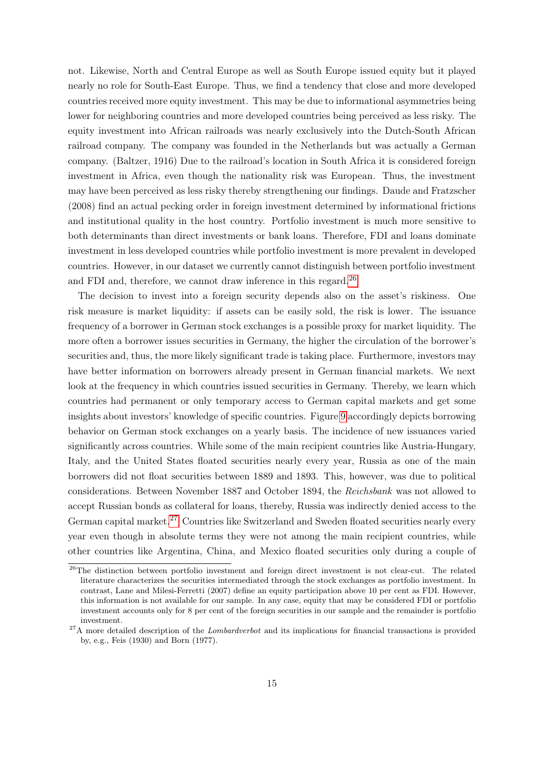not. Likewise, North and Central Europe as well as South Europe issued equity but it played nearly no role for South-East Europe. Thus, we find a tendency that close and more developed countries received more equity investment. This may be due to informational asymmetries being lower for neighboring countries and more developed countries being perceived as less risky. The equity investment into African railroads was nearly exclusively into the Dutch-South African railroad company. The company was founded in the Netherlands but was actually a German company. (Baltzer, 1916) Due to the railroad's location in South Africa it is considered foreign investment in Africa, even though the nationality risk was European. Thus, the investment may have been perceived as less risky thereby strengthening our findings. Daude and Fratzscher (2008) find an actual pecking order in foreign investment determined by informational frictions and institutional quality in the host country. Portfolio investment is much more sensitive to both determinants than direct investments or bank loans. Therefore, FDI and loans dominate investment in less developed countries while portfolio investment is more prevalent in developed countries. However, in our dataset we currently cannot distinguish between portfolio investment and FDI and, therefore, we cannot draw inference in this regard.[26]

The decision to invest into a foreign security depends also on the asset's riskiness. One risk measure is market liquidity: if assets can be easily sold, the risk is lower. The issuance frequency of a borrower in German stock exchanges is a possible proxy for market liquidity. The more often a borrower issues securities in Germany, the higher the circulation of the borrower's securities and, thus, the more likely significant trade is taking place. Furthermore, investors may have better information on borrowers already present in German financial markets. We next look at the frequency in which countries issued securities in Germany. Thereby, we learn which countries had permanent or only temporary access to German capital markets and get some insights about investors' knowledge of specific countries. Figure 9 accordingly depicts borrowing behavior on German stock exchanges on a yearly basis. The incidence of new issuances varied significantly across countries. While some of the main recipient countries like Austria-Hungary, Italy, and the United States floated securities nearly every year, Russia as one of the main borrowers did not float securities between 1889 and 1893. This, however, was due to political considerations. Between November 1887 and October 1894, the *Reichsbank* was not allowed to accept Russian bonds as collateral for loans, thereby, Russia was indirectly denied access to the German capital market.[27] Countries like Switzerland and Sweden floated securities nearly every year even though in absolute terms they were not among the main recipient countries, while other countries like Argentina, China, and Mexico floated securities only during a couple of

[26] The distinction between portfolio investment and foreign direct investment is not clear-cut. The related literature characterizes the securities intermediated through the stock exchanges as portfolio investment. In contrast, Lane and Milesi-Ferretti (2007) define an equity participation above 10 per cent as FDI. However, this information is not available for our sample. In any case, equity that may be considered FDI or portfolio investment accounts only for 8 per cent of the foreign securities in our sample and the remainder is portfolio investment.

[27] A more detailed description of the *Lombardverbot* and its implications for financial transactions is provided by, e.g., Feis (1930) and Born (1977).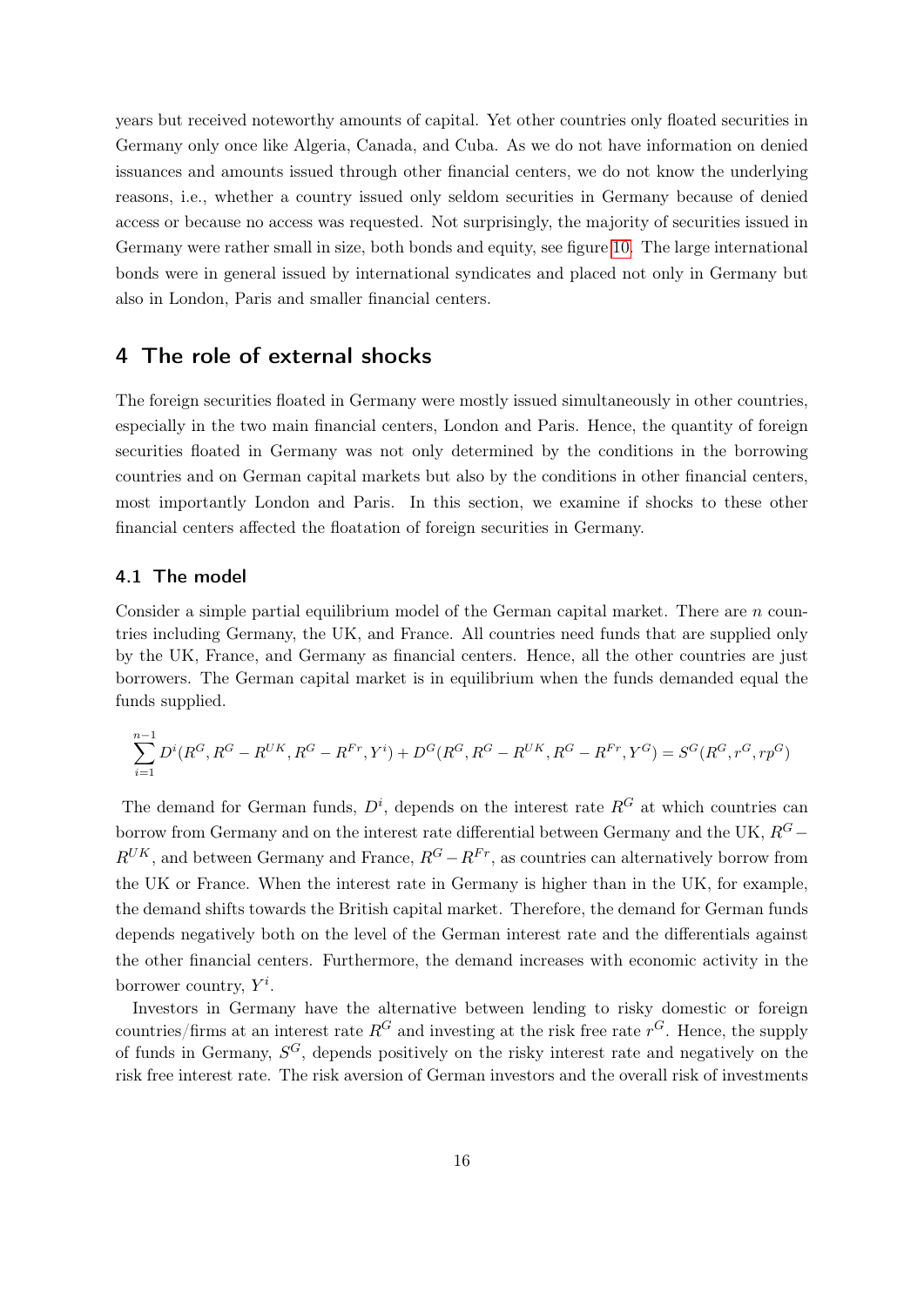years but received noteworthy amounts of capital. Yet other countries only floated securities in Germany only once like Algeria, Canada, and Cuba. As we do not have information on denied issuances and amounts issued through other financial centers, we do not know the underlying reasons, i.e., whether a country issued only seldom securities in Germany because of denied access or because no access was requested. Not surprisingly, the majority of securities issued in Germany were rather small in size, both bonds and equity, see figure 10. The large international bonds were in general issued by international syndicates and placed not only in Germany but also in London, Paris and smaller financial centers.

## 4 The role of external shocks

The foreign securities floated in Germany were mostly issued simultaneously in other countries, especially in the two main financial centers, London and Paris. Hence, the quantity of foreign securities floated in Germany was not only determined by the conditions in the borrowing countries and on German capital markets but also by the conditions in other financial centers, most importantly London and Paris. In this section, we examine if shocks to these other financial centers affected the floatation of foreign securities in Germany.

### 4.1 The model

Consider a simple partial equilibrium model of the German capital market. There are $n$ countries including Germany, the UK, and France. All countries need funds that are supplied only by the UK, France, and Germany as financial centers. Hence, all the other countries are just borrowers. The German capital market is in equilibrium when the funds demanded equal the funds supplied.

$$\sum_{i=1}^{n-1} D^i(R^G, R^G - R^{UK}, R^G - R^{Fr}, Y^i) + D^G(R^G, R^G - R^{UK}, R^G - R^{Fr}, Y^G) = S^G(R^G, r^G, rp^G)$$

The demand for German funds, $D^i$, depends on the interest rate $R^G$ at which countries can borrow from Germany and on the interest rate differential between Germany and the UK, $R^G - R^{UK}$, and between Germany and France, $R^G - R^{Fr}$, as countries can alternatively borrow from the UK or France. When the interest rate in Germany is higher than in the UK, for example, the demand shifts towards the British capital market. Therefore, the demand for German funds depends negatively both on the level of the German interest rate and the differentials against the other financial centers. Furthermore, the demand increases with economic activity in the borrower country, $Y^i$.

Investors in Germany have the alternative between lending to risky domestic or foreign countries/firms at an interest rate $R^G$ and investing at the risk free rate $r^G$. Hence, the supply of funds in Germany, $S^G$, depends positively on the risky interest rate and negatively on the risk free interest rate. The risk aversion of German investors and the overall risk of investments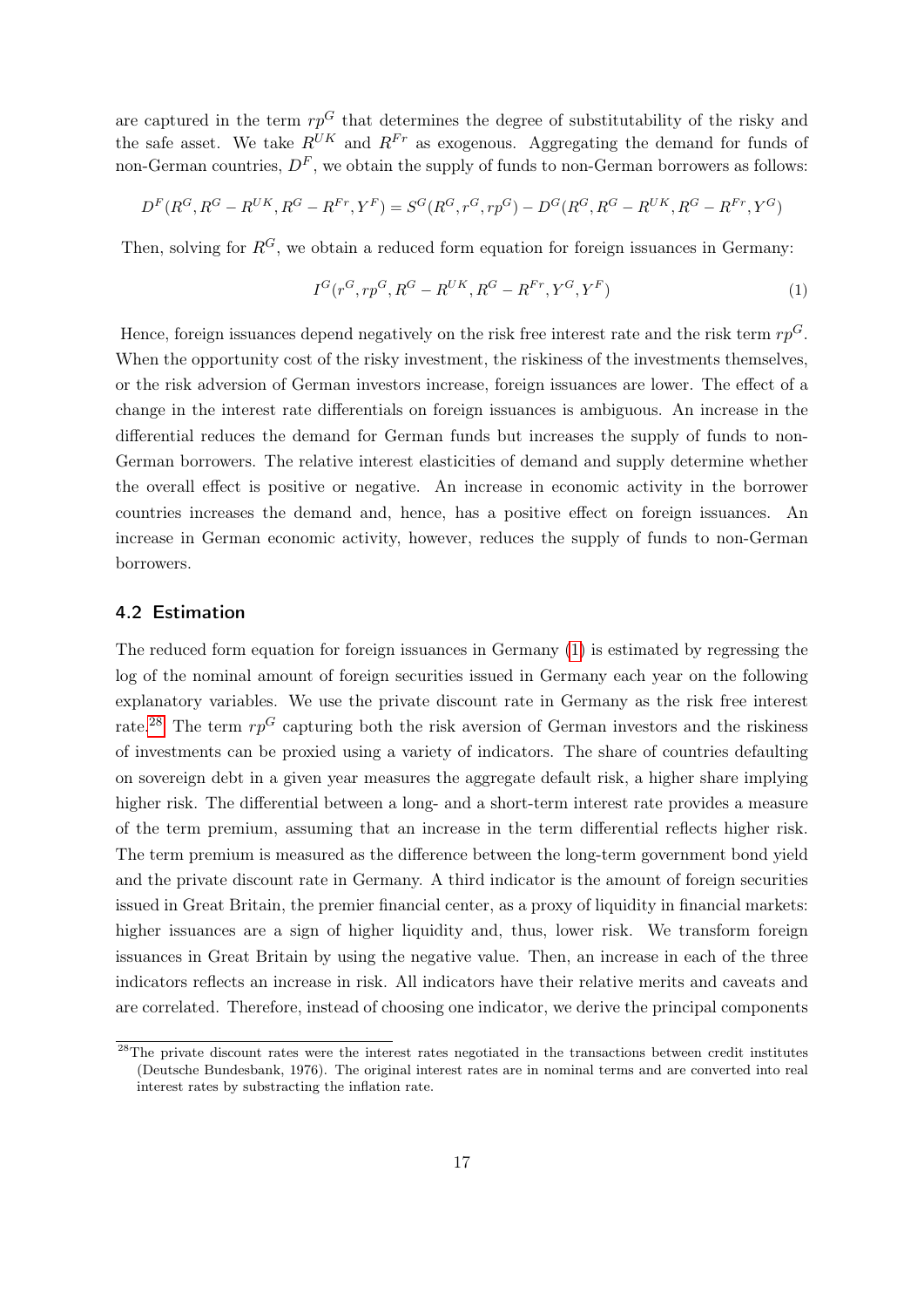are captured in the term $rp^G$ that determines the degree of substitutability of the risky and the safe asset. We take $R^{UK}$ and $R^{Fr}$ as exogenous. Aggregating the demand for funds of non-German countries, $D^F$, we obtain the supply of funds to non-German borrowers as follows:

$$D^F(R^G, R^G - R^{UK}, R^G - R^{Fr}, Y^F) = S^G(R^G, r^G, rp^G) - D^G(R^G, R^G - R^{UK}, R^G - R^{Fr}, Y^G)$$

Then, solving for $R^G$, we obtain a reduced form equation for foreign issuances in Germany:

$$I^G(r^G, rp^G, R^G - R^{UK}, R^G - R^{Fr}, Y^G, Y^F) \tag{1}$$

Hence, foreign issuances depend negatively on the risk free interest rate and the risk term $rp^G$. When the opportunity cost of the risky investment, the riskiness of the investments themselves, or the risk adversion of German investors increase, foreign issuances are lower. The effect of a change in the interest rate differentials on foreign issuances is ambiguous. An increase in the differential reduces the demand for German funds but increases the supply of funds to non-German borrowers. The relative interest elasticities of demand and supply determine whether the overall effect is positive or negative. An increase in economic activity in the borrower countries increases the demand and, hence, has a positive effect on foreign issuances. An increase in German economic activity, however, reduces the supply of funds to non-German borrowers.

### 4.2 Estimation

The reduced form equation for foreign issuances in Germany (1) is estimated by regressing the log of the nominal amount of foreign securities issued in Germany each year on the following explanatory variables. We use the private discount rate in Germany as the risk free interest rate.[28] The term $rp^G$ capturing both the risk aversion of German investors and the riskiness of investments can be proxied using a variety of indicators. The share of countries defaulting on sovereign debt in a given year measures the aggregate default risk, a higher share implying higher risk. The differential between a long- and a short-term interest rate provides a measure of the term premium, assuming that an increase in the term differential reflects higher risk. The term premium is measured as the difference between the long-term government bond yield and the private discount rate in Germany. A third indicator is the amount of foreign securities issued in Great Britain, the premier financial center, as a proxy of liquidity in financial markets: higher issuances are a sign of higher liquidity and, thus, lower risk. We transform foreign issuances in Great Britain by using the negative value. Then, an increase in each of the three indicators reflects an increase in risk. All indicators have their relative merits and caveats and are correlated. Therefore, instead of choosing one indicator, we derive the principal components

[28] The private discount rates were the interest rates negotiated in the transactions between credit institutes (Deutsche Bundesbank, 1976). The original interest rates are in nominal terms and are converted into real interest rates by substracting the inflation rate.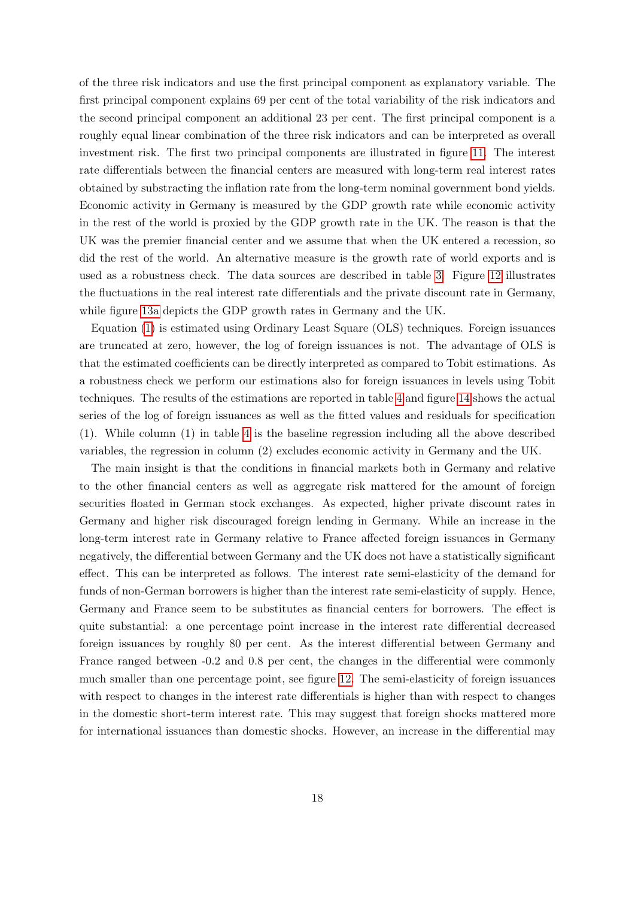of the three risk indicators and use the first principal component as explanatory variable. The first principal component explains 69 per cent of the total variability of the risk indicators and the second principal component an additional 23 per cent. The first principal component is a roughly equal linear combination of the three risk indicators and can be interpreted as overall investment risk. The first two principal components are illustrated in figure 11. The interest rate differentials between the financial centers are measured with long-term real interest rates obtained by substracting the inflation rate from the long-term nominal government bond yields. Economic activity in Germany is measured by the GDP growth rate while economic activity in the rest of the world is proxied by the GDP growth rate in the UK. The reason is that the UK was the premier financial center and we assume that when the UK entered a recession, so did the rest of the world. An alternative measure is the growth rate of world exports and is used as a robustness check. The data sources are described in table 3. Figure 12 illustrates the fluctuations in the real interest rate differentials and the private discount rate in Germany, while figure 13a depicts the GDP growth rates in Germany and the UK.

Equation (1) is estimated using Ordinary Least Square (OLS) techniques. Foreign issuances are truncated at zero, however, the log of foreign issuances is not. The advantage of OLS is that the estimated coefficients can be directly interpreted as compared to Tobit estimations. As a robustness check we perform our estimations also for foreign issuances in levels using Tobit techniques. The results of the estimations are reported in table 4 and figure 14 shows the actual series of the log of foreign issuances as well as the fitted values and residuals for specification (1). While column (1) in table 4 is the baseline regression including all the above described variables, the regression in column (2) excludes economic activity in Germany and the UK.

The main insight is that the conditions in financial markets both in Germany and relative to the other financial centers as well as aggregate risk mattered for the amount of foreign securities floated in German stock exchanges. As expected, higher private discount rates in Germany and higher risk discouraged foreign lending in Germany. While an increase in the long-term interest rate in Germany relative to France affected foreign issuances in Germany negatively, the differential between Germany and the UK does not have a statistically significant effect. This can be interpreted as follows. The interest rate semi-elasticity of the demand for funds of non-German borrowers is higher than the interest rate semi-elasticity of supply. Hence, Germany and France seem to be substitutes as financial centers for borrowers. The effect is quite substantial: a one percentage point increase in the interest rate differential decreased foreign issuances by roughly 80 per cent. As the interest differential between Germany and France ranged between -0.2 and 0.8 per cent, the changes in the differential were commonly much smaller than one percentage point, see figure 12. The semi-elasticity of foreign issuances with respect to changes in the interest rate differentials is higher than with respect to changes in the domestic short-term interest rate. This may suggest that foreign shocks mattered more for international issuances than domestic shocks. However, an increase in the differential may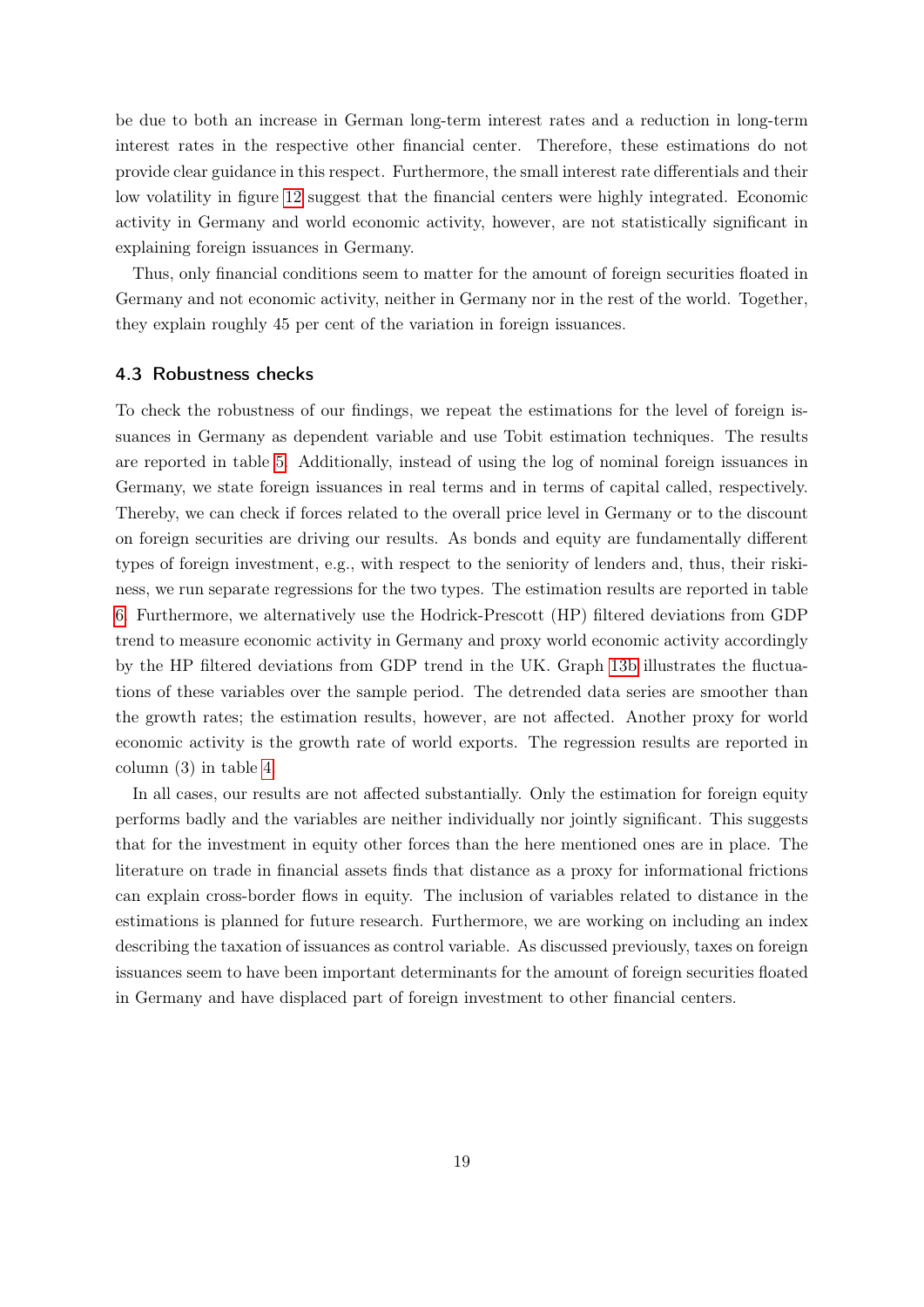be due to both an increase in German long-term interest rates and a reduction in long-term interest rates in the respective other financial center. Therefore, these estimations do not provide clear guidance in this respect. Furthermore, the small interest rate differentials and their low volatility in figure 12 suggest that the financial centers were highly integrated. Economic activity in Germany and world economic activity, however, are not statistically significant in explaining foreign issuances in Germany.

Thus, only financial conditions seem to matter for the amount of foreign securities floated in Germany and not economic activity, neither in Germany nor in the rest of the world. Together, they explain roughly 45 per cent of the variation in foreign issuances.

### 4.3 Robustness checks

To check the robustness of our findings, we repeat the estimations for the level of foreign issuances in Germany as dependent variable and use Tobit estimation techniques. The results are reported in table 5. Additionally, instead of using the log of nominal foreign issuances in Germany, we state foreign issuances in real terms and in terms of capital called, respectively. Thereby, we can check if forces related to the overall price level in Germany or to the discount on foreign securities are driving our results. As bonds and equity are fundamentally different types of foreign investment, e.g., with respect to the seniority of lenders and, thus, their riskiness, we run separate regressions for the two types. The estimation results are reported in table 6. Furthermore, we alternatively use the Hodrick-Prescott (HP) filtered deviations from GDP trend to measure economic activity in Germany and proxy world economic activity accordingly by the HP filtered deviations from GDP trend in the UK. Graph 13b illustrates the fluctuations of these variables over the sample period. The detrended data series are smoother than the growth rates; the estimation results, however, are not affected. Another proxy for world economic activity is the growth rate of world exports. The regression results are reported in column (3) in table 4.

In all cases, our results are not affected substantially. Only the estimation for foreign equity performs badly and the variables are neither individually nor jointly significant. This suggests that for the investment in equity other forces than the here mentioned ones are in place. The literature on trade in financial assets finds that distance as a proxy for informational frictions can explain cross-border flows in equity. The inclusion of variables related to distance in the estimations is planned for future research. Furthermore, we are working on including an index describing the taxation of issuances as control variable. As discussed previously, taxes on foreign issuances seem to have been important determinants for the amount of foreign securities floated in Germany and have displaced part of foreign investment to other financial centers.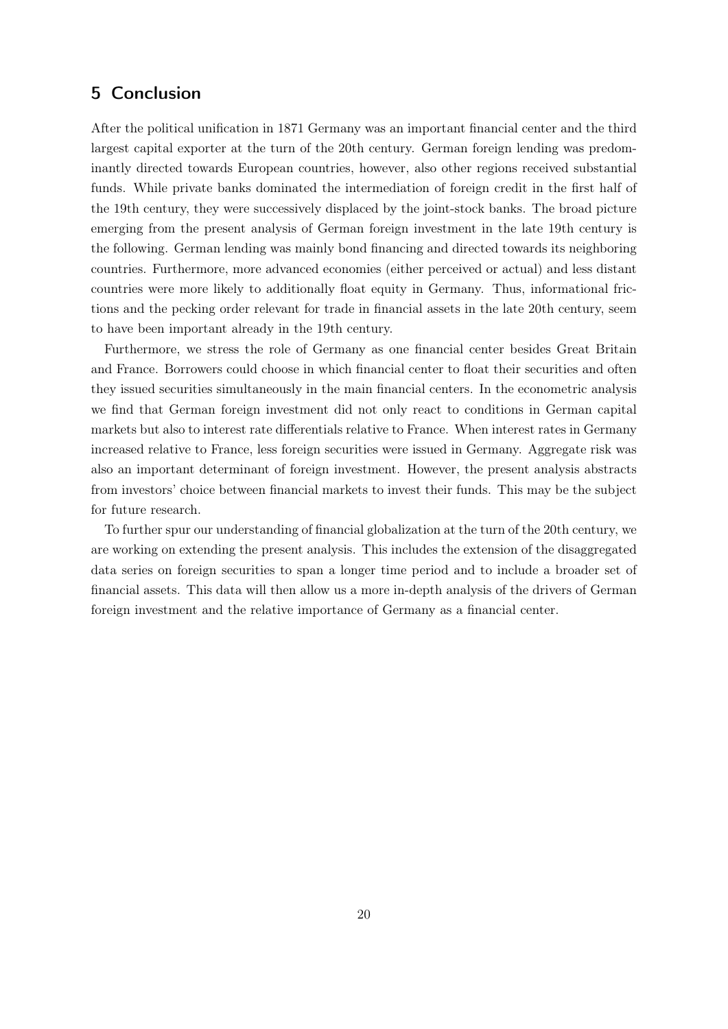## 5 Conclusion

After the political unification in 1871 Germany was an important financial center and the third largest capital exporter at the turn of the 20th century. German foreign lending was predominantly directed towards European countries, however, also other regions received substantial funds. While private banks dominated the intermediation of foreign credit in the first half of the 19th century, they were successively displaced by the joint-stock banks. The broad picture emerging from the present analysis of German foreign investment in the late 19th century is the following. German lending was mainly bond financing and directed towards its neighboring countries. Furthermore, more advanced economies (either perceived or actual) and less distant countries were more likely to additionally float equity in Germany. Thus, informational frictions and the pecking order relevant for trade in financial assets in the late 20th century, seem to have been important already in the 19th century.

Furthermore, we stress the role of Germany as one financial center besides Great Britain and France. Borrowers could choose in which financial center to float their securities and often they issued securities simultaneously in the main financial centers. In the econometric analysis we find that German foreign investment did not only react to conditions in German capital markets but also to interest rate differentials relative to France. When interest rates in Germany increased relative to France, less foreign securities were issued in Germany. Aggregate risk was also an important determinant of foreign investment. However, the present analysis abstracts from investors' choice between financial markets to invest their funds. This may be the subject for future research.

To further spur our understanding of financial globalization at the turn of the 20th century, we are working on extending the present analysis. This includes the extension of the disaggregated data series on foreign securities to span a longer time period and to include a broader set of financial assets. This data will then allow us a more in-depth analysis of the drivers of German foreign investment and the relative importance of Germany as a financial center.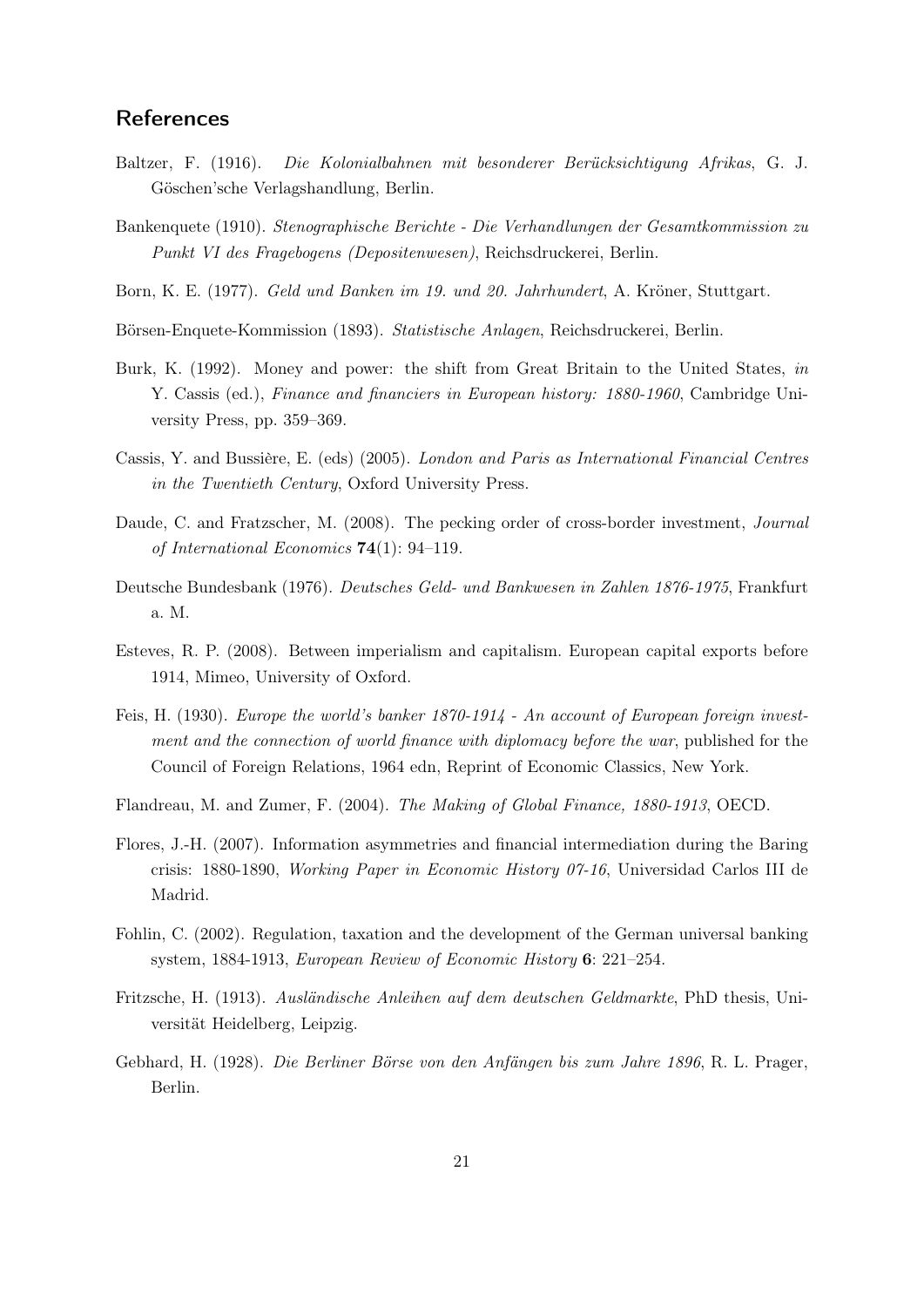## References

Baltzer, F. (1916). *Die Kolonialbahnen mit besonderer Berücksichtigung Afrikas*, G. J. Göschen'sche Verlagshandlung, Berlin.

Bankenquete (1910). *Stenographische Berichte - Die Verhandlungen der Gesamtkommission zu Punkt VI des Fragebogens (Depositenwesen)*, Reichsdruckerei, Berlin.

Born, K. E. (1977). *Geld und Banken im 19. und 20. Jahrhundert*, A. Kröner, Stuttgart.

Börsen-Enquete-Kommission (1893). *Statistische Anlagen*, Reichsdruckerei, Berlin.

Burk, K. (1992). Money and power: the shift from Great Britain to the United States, *in* Y. Cassis (ed.), *Finance and financiers in European history: 1880-1960*, Cambridge University Press, pp. 359–369.

Cassis, Y. and Bussière, E. (eds) (2005). *London and Paris as International Financial Centres in the Twentieth Century*, Oxford University Press.

Daude, C. and Fratzscher, M. (2008). The pecking order of cross-border investment, *Journal of International Economics* **74**(1): 94–119.

Deutsche Bundesbank (1976). *Deutsches Geld- und Bankwesen in Zahlen 1876-1975*, Frankfurt a. M.

Esteves, R. P. (2008). Between imperialism and capitalism. European capital exports before 1914, Mimeo, University of Oxford.

Feis, H. (1930). *Europe the world's banker 1870-1914 - An account of European foreign investment and the connection of world finance with diplomacy before the war*, published for the Council of Foreign Relations, 1964 edn, Reprint of Economic Classics, New York.

Flandreau, M. and Zumer, F. (2004). *The Making of Global Finance, 1880-1913*, OECD.

Flores, J.-H. (2007). Information asymmetries and financial intermediation during the Baring crisis: 1880-1890, *Working Paper in Economic History 07-16*, Universidad Carlos III de Madrid.

Fohlin, C. (2002). Regulation, taxation and the development of the German universal banking system, 1884-1913, *European Review of Economic History* **6**: 221–254.

Fritzsche, H. (1913). *Ausländische Anleihen auf dem deutschen Geldmarkte*, PhD thesis, Universität Heidelberg, Leipzig.

Gebhard, H. (1928). *Die Berliner Börse von den Anfängen bis zum Jahre 1896*, R. L. Prager, Berlin.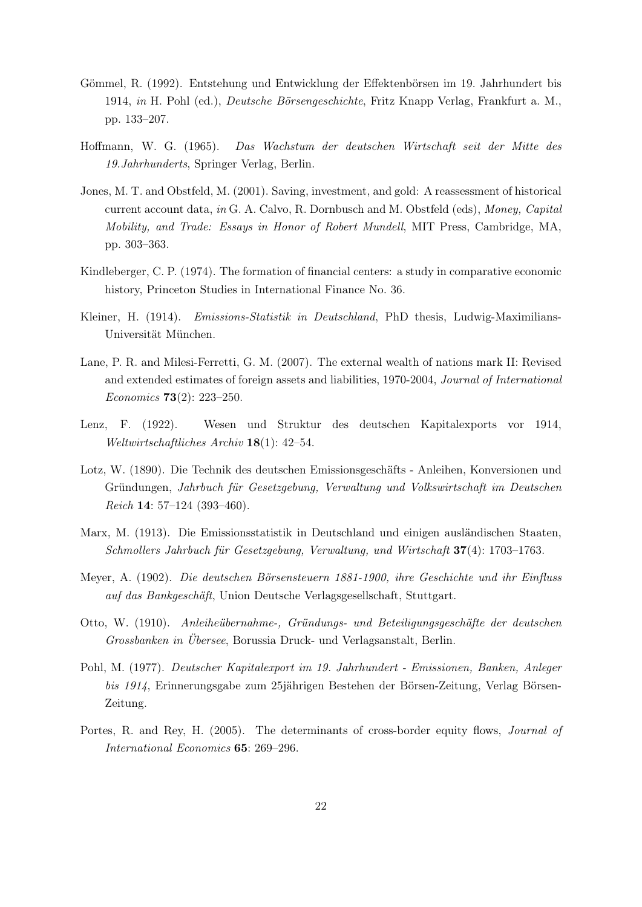Gömmel, R. (1992). Entstehung und Entwicklung der Effektenbörsen im 19. Jahrhundert bis 1914, *in* H. Pohl (ed.), *Deutsche Börsengeschichte*, Fritz Knapp Verlag, Frankfurt a. M., pp. 133–207.

Hoffmann, W. G. (1965). *Das Wachstum der deutschen Wirtschaft seit der Mitte des 19.Jahrhunderts*, Springer Verlag, Berlin.

Jones, M. T. and Obstfeld, M. (2001). Saving, investment, and gold: A reassessment of historical current account data, *in* G. A. Calvo, R. Dornbusch and M. Obstfeld (eds), *Money, Capital Mobility, and Trade: Essays in Honor of Robert Mundell*, MIT Press, Cambridge, MA, pp. 303–363.

Kindleberger, C. P. (1974). The formation of financial centers: a study in comparative economic history, Princeton Studies in International Finance No. 36.

Kleiner, H. (1914). *Emissions-Statistik in Deutschland*, PhD thesis, Ludwig-Maximilians-Universität München.

Lane, P. R. and Milesi-Ferretti, G. M. (2007). The external wealth of nations mark II: Revised and extended estimates of foreign assets and liabilities, 1970-2004, *Journal of International Economics* **73**(2): 223–250.

Lenz, F. (1922). Wesen und Struktur des deutschen Kapitalexports vor 1914, *Weltwirtschaftliches Archiv* **18**(1): 42–54.

Lotz, W. (1890). Die Technik des deutschen Emissionsgeschäfts - Anleihen, Konversionen und Gründungen, *Jahrbuch für Gesetzgebung, Verwaltung und Volkswirtschaft im Deutschen Reich* **14**: 57–124 (393–460).

Marx, M. (1913). Die Emissionsstatistik in Deutschland und einigen ausländischen Staaten, *Schmollers Jahrbuch für Gesetzgebung, Verwaltung, und Wirtschaft* **37**(4): 1703–1763.

Meyer, A. (1902). *Die deutschen Börsensteuern 1881-1900, ihre Geschichte und ihr Einfluss auf das Bankgeschäft*, Union Deutsche Verlagsgesellschaft, Stuttgart.

Otto, W. (1910). *Anleiheübernahme-, Gründungs- und Beteiligungsgeschäfte der deutschen Grossbanken in Übersee*, Borussia Druck- und Verlagsanstalt, Berlin.

Pohl, M. (1977). *Deutscher Kapitalexport im 19. Jahrhundert - Emissionen, Banken, Anleger bis 1914*, Erinnerungsgabe zum 25jährigen Bestehen der Börsen-Zeitung, Verlag Börsen-Zeitung.

Portes, R. and Rey, H. (2005). The determinants of cross-border equity flows, *Journal of International Economics* **65**: 269–296.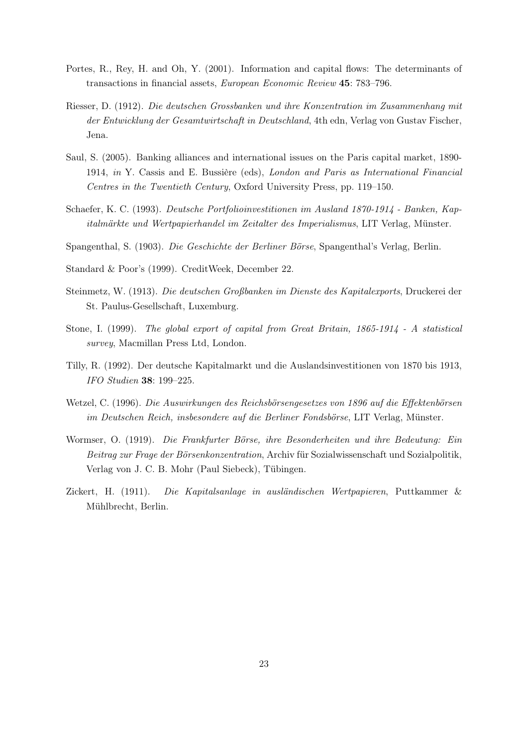Portes, R., Rey, H. and Oh, Y. (2001). Information and capital flows: The determinants of transactions in financial assets, *European Economic Review* **45**: 783–796.

Riesser, D. (1912). *Die deutschen Grossbanken und ihre Konzentration im Zusammenhang mit der Entwicklung der Gesamtwirtschaft in Deutschland*, 4th edn, Verlag von Gustav Fischer, Jena.

Saul, S. (2005). Banking alliances and international issues on the Paris capital market, 1890-1914, *in* Y. Cassis and E. Bussière (eds), *London and Paris as International Financial Centres in the Twentieth Century*, Oxford University Press, pp. 119–150.

Schaefer, K. C. (1993). *Deutsche Portfolioinvestitionen im Ausland 1870-1914 - Banken, Kapitalmärkte und Wertpapierhandel im Zeitalter des Imperialismus*, LIT Verlag, Münster.

Spangenthal, S. (1903). *Die Geschichte der Berliner Börse*, Spangenthal's Verlag, Berlin.

Standard & Poor's (1999). CreditWeek, December 22.

Steinmetz, W. (1913). *Die deutschen Großbanken im Dienste des Kapitalexports*, Druckerei der St. Paulus-Gesellschaft, Luxemburg.

Stone, I. (1999). *The global export of capital from Great Britain, 1865-1914 - A statistical survey*, Macmillan Press Ltd, London.

Tilly, R. (1992). Der deutsche Kapitalmarkt und die Auslandsinvestitionen von 1870 bis 1913, *IFO Studien* **38**: 199–225.

Wetzel, C. (1996). *Die Auswirkungen des Reichsbörsengesetzes von 1896 auf die Effektenbörsen im Deutschen Reich, insbesondere auf die Berliner Fondsbörse*, LIT Verlag, Münster.

Wormser, O. (1919). *Die Frankfurter Börse, ihre Besonderheiten und ihre Bedeutung: Ein Beitrag zur Frage der Börsenkonzentration*, Archiv für Sozialwissenschaft und Sozialpolitik, Verlag von J. C. B. Mohr (Paul Siebeck), Tübingen.

Zickert, H. (1911). *Die Kapitalsanlage in ausländischen Wertpapieren*, Puttkammer & Mühlbrecht, Berlin.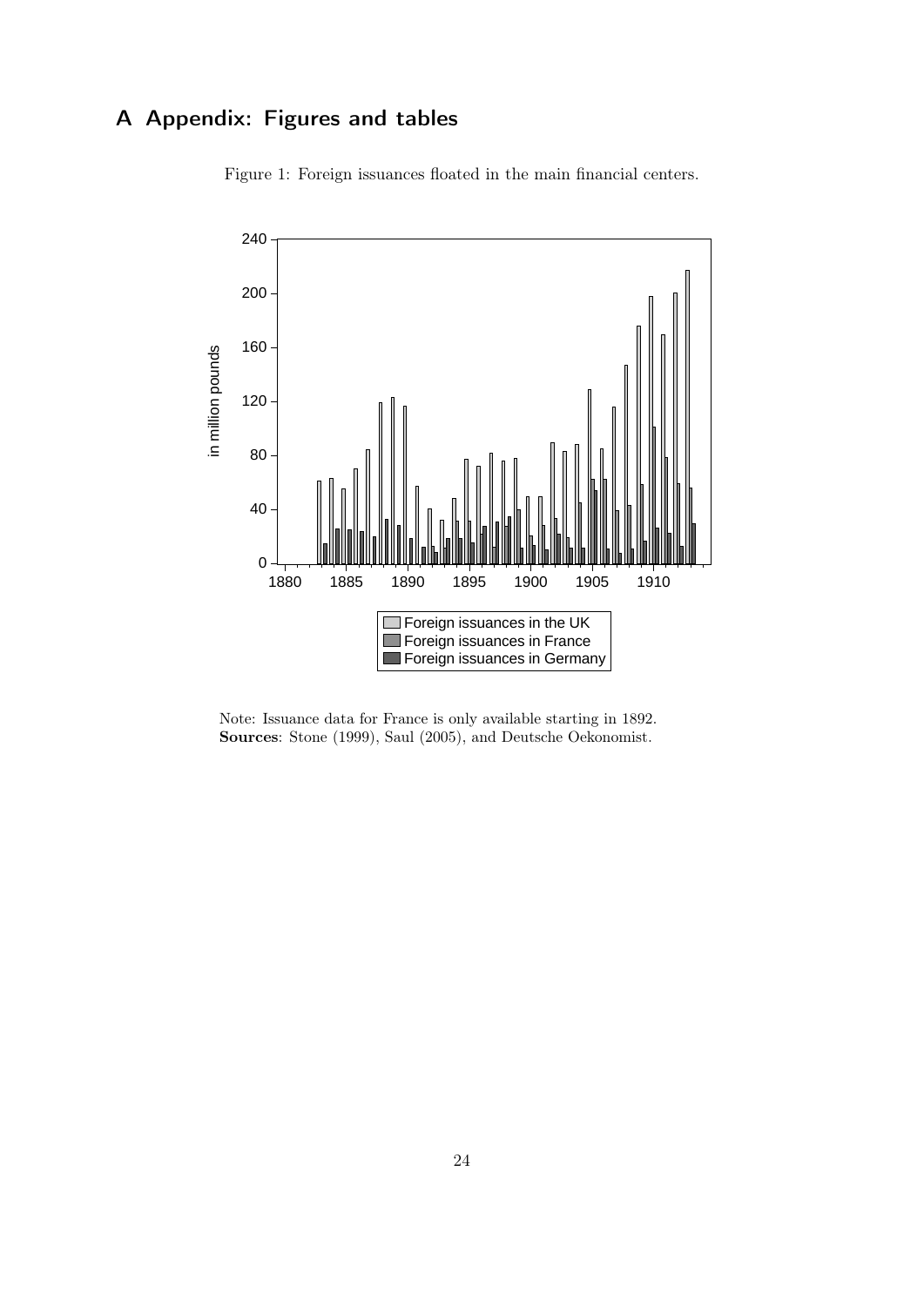# A Appendix: Figures and tables

Figure 1: Foreign issuances floated in the main financial centers.

Note: Issuance data for France is only available starting in 1892.
**Sources**: Stone (1999), Saul (2005), and Deutsche Oekonomist.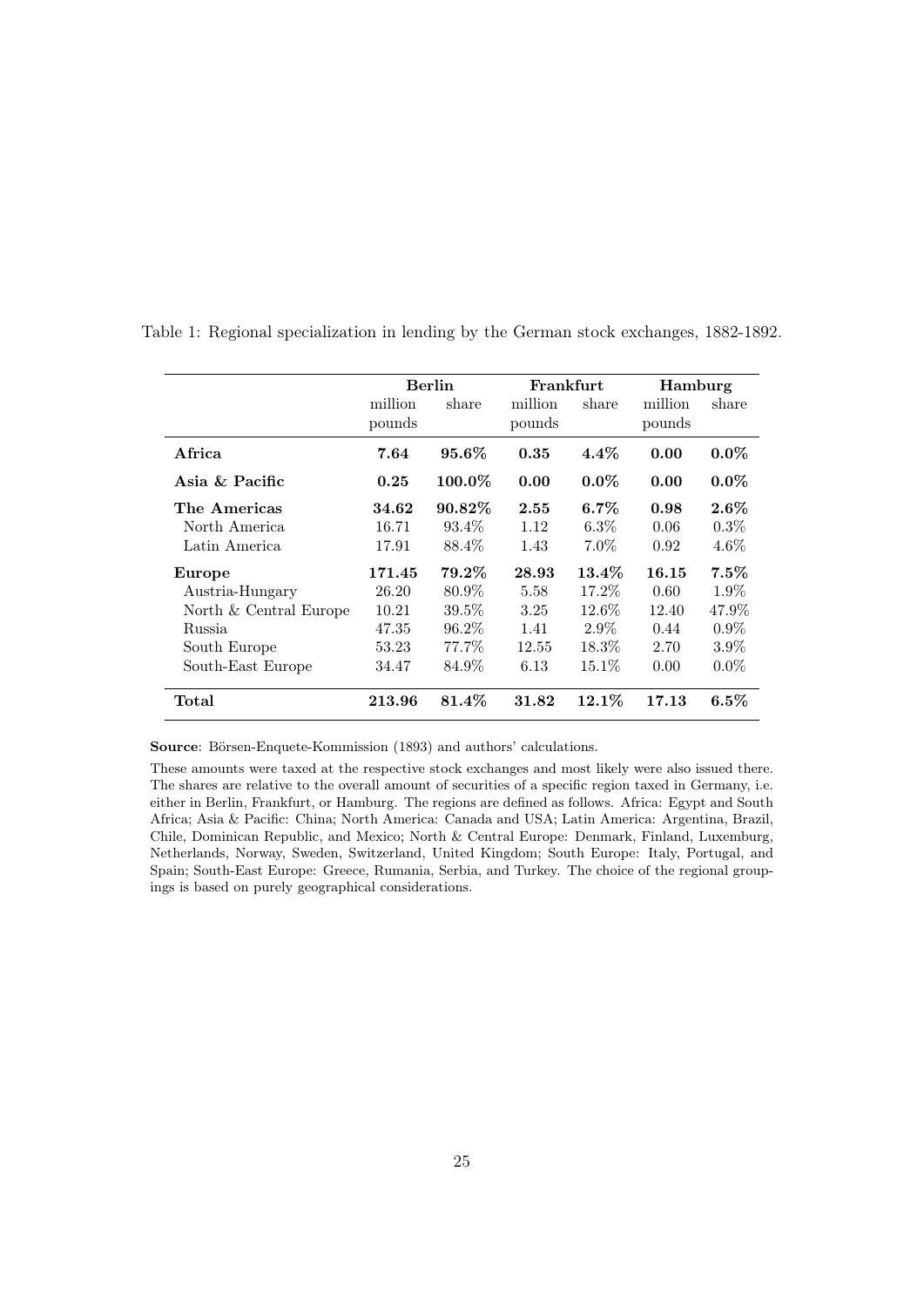Table 1: Regional specialization in lending by the German stock exchanges, 1882-1892.

| | **Berlin** | | **Frankfurt** | | **Hamburg** | |
|---|---|---|---|---|---|---|
| | million pounds | share | million pounds | share | million pounds | share |
| **Africa** | **7.64** | **95.6%** | **0.35** | **4.4%** | **0.00** | **0.0%** |
| **Asia & Pacific** | **0.25** | **100.0%** | **0.00** | **0.0%** | **0.00** | **0.0%** |
| **The Americas** | **34.62** | **90.82%** | **2.55** | **6.7%** | **0.98** | **2.6%** |
| North America | 16.71 | 93.4% | 1.12 | 6.3% | 0.06 | 0.3% |
| Latin America | 17.91 | 88.4% | 1.43 | 7.0% | 0.92 | 4.6% |
| **Europe** | **171.45** | **79.2%** | **28.93** | **13.4%** | **16.15** | **7.5%** |
| Austria-Hungary | 26.20 | 80.9% | 5.58 | 17.2% | 0.60 | 1.9% |
| North & Central Europe | 10.21 | 39.5% | 3.25 | 12.6% | 12.40 | 47.9% |
| Russia | 47.35 | 96.2% | 1.41 | 2.9% | 0.44 | 0.9% |
| South Europe | 53.23 | 77.7% | 12.55 | 18.3% | 2.70 | 3.9% |
| South-East Europe | 34.47 | 84.9% | 6.13 | 15.1% | 0.00 | 0.0% |
| **Total** | **213.96** | **81.4%** | **31.82** | **12.1%** | **17.13** | **6.5%** |

**Source**: Börsen-Enquete-Kommission (1893) and authors' calculations.

These amounts were taxed at the respective stock exchanges and most likely were also issued there. The shares are relative to the overall amount of securities of a specific region taxed in Germany, i.e. either in Berlin, Frankfurt, or Hamburg. The regions are defined as follows. Africa: Egypt and South Africa; Asia & Pacific: China; North America: Canada and USA; Latin America: Argentina, Brazil, Chile, Dominican Republic, and Mexico; North & Central Europe: Denmark, Finland, Luxemburg, Netherlands, Norway, Sweden, Switzerland, United Kingdom; South Europe: Italy, Portugal, and Spain; South-East Europe: Greece, Rumania, Serbia, and Turkey. The choice of the regional groupings is based on purely geographical considerations.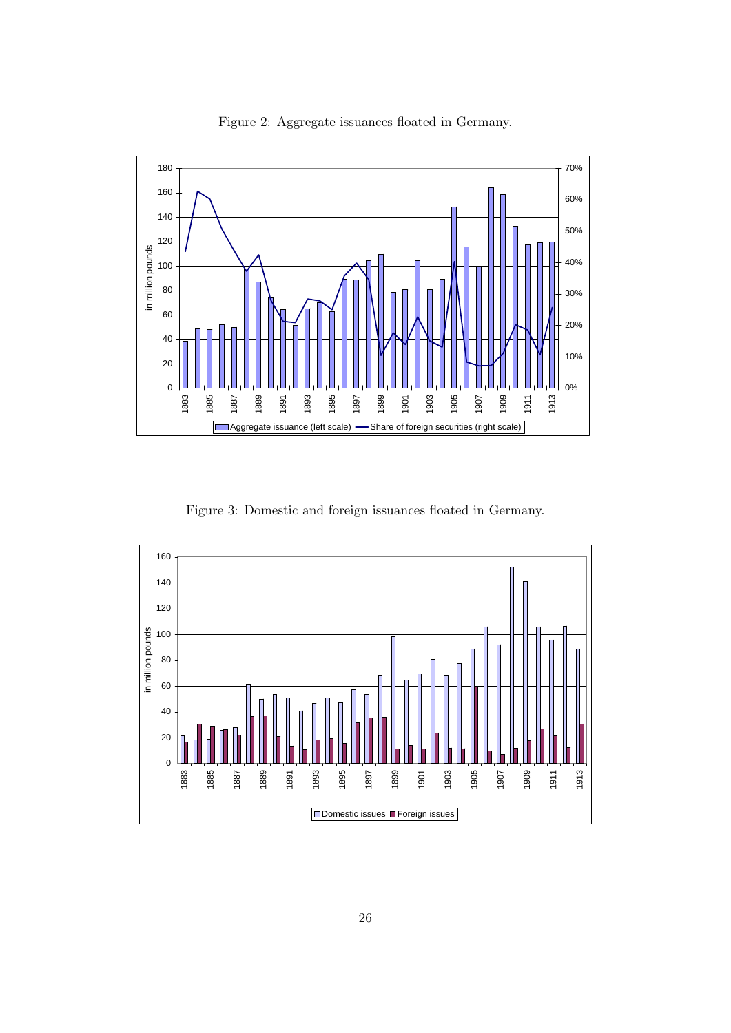Figure 2: Aggregate issuances floated in Germany.

Figure 3: Domestic and foreign issuances floated in Germany.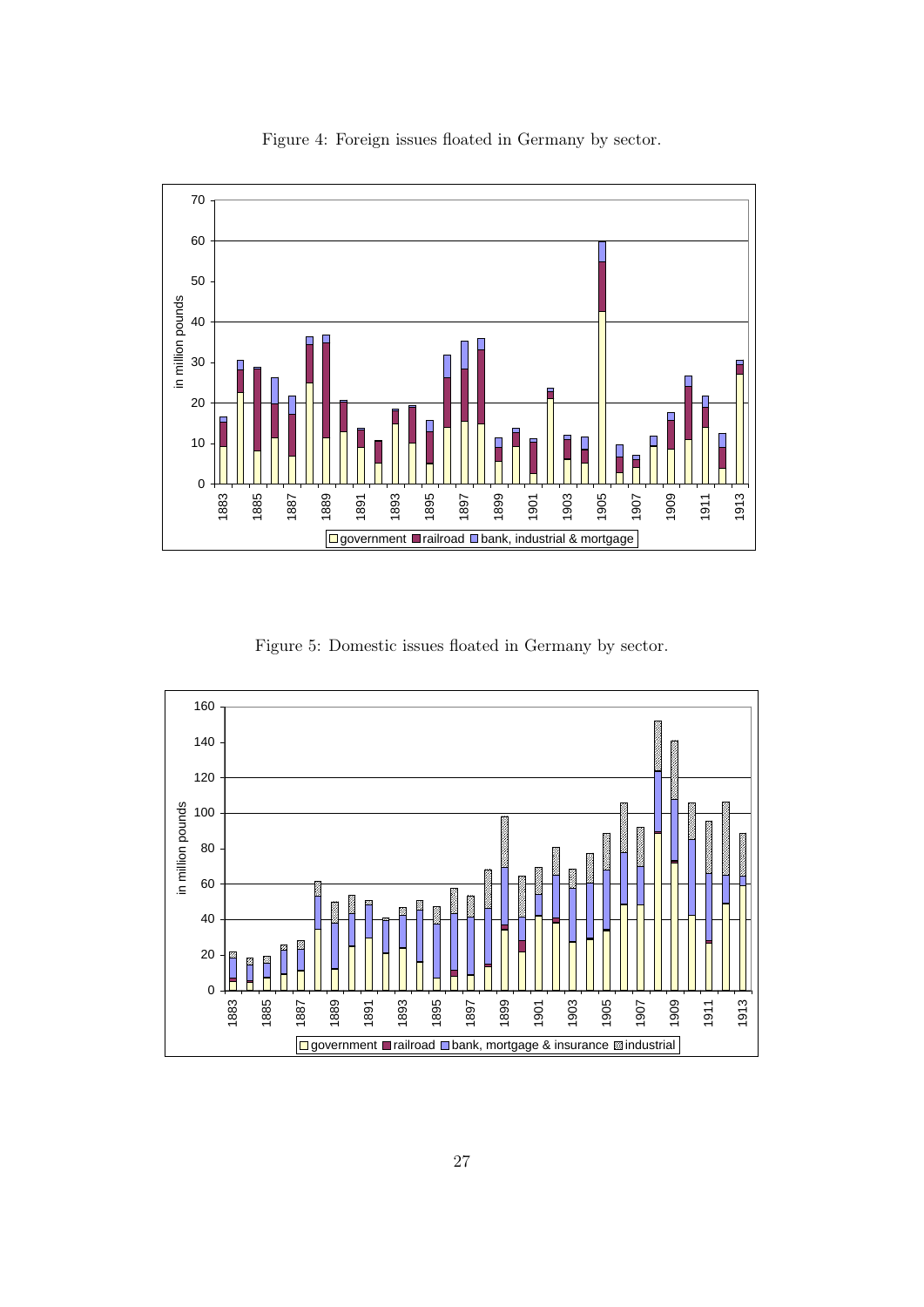Figure 4: Foreign issues floated in Germany by sector.

Figure 5: Domestic issues floated in Germany by sector.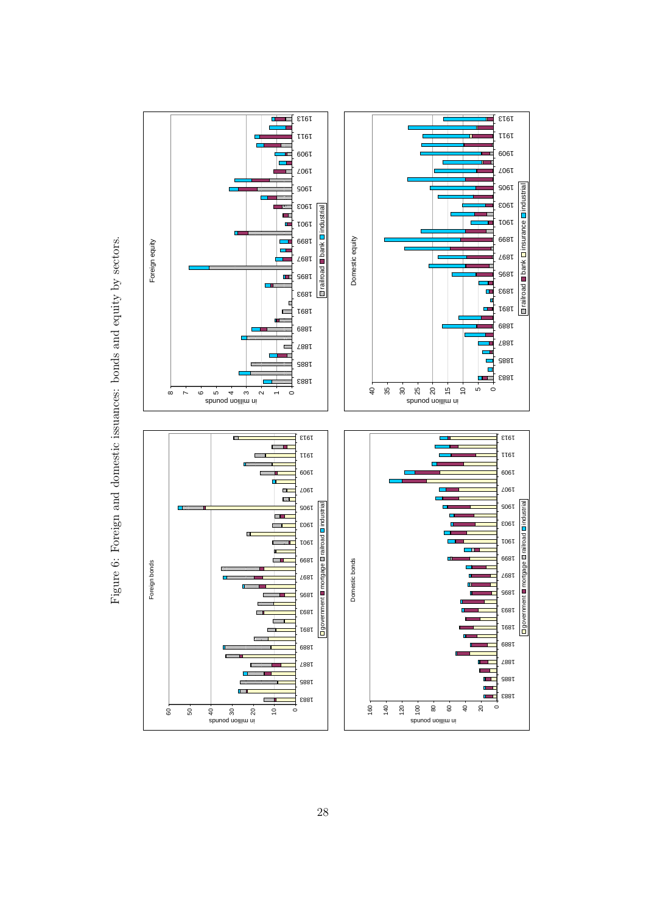Figure 6: Foreign and domestic issuances: bonds and equity by sectors.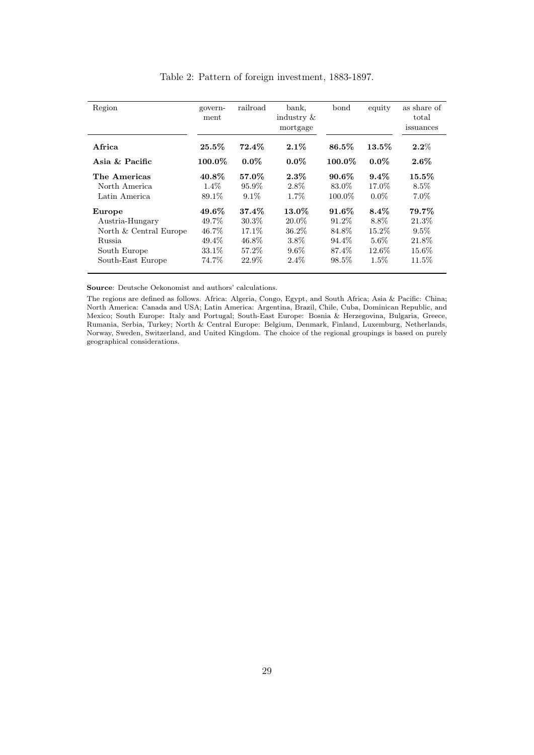Table 2: Pattern of foreign investment, 1883-1897.

| Region | govern-ment | railroad | bank, industry & mortgage | bond | equity | as share of total issuances |
|---|---|---|---|---|---|---|
| **Africa** | **25.5%** | **72.4%** | **2.1%** | **86.5%** | **13.5%** | **2.2%** |
| **Asia & Pacific** | **100.0%** | **0.0%** | **0.0%** | **100.0%** | **0.0%** | **2.6%** |
| **The Americas** | **40.8%** | **57.0%** | **2.3%** | **90.6%** | **9.4%** | **15.5%** |
| North America | 1.4% | 95.9% | 2.8% | 83.0% | 17.0% | 8.5% |
| Latin America | 89.1% | 9.1% | 1.7% | 100.0% | 0.0% | 7.0% |
| **Europe** | **49.6%** | **37.4%** | **13.0%** | **91.6%** | **8.4%** | **79.7%** |
| Austria-Hungary | 49.7% | 30.3% | 20.0% | 91.2% | 8.8% | 21.3% |
| North & Central Europe | 46.7% | 17.1% | 36.2% | 84.8% | 15.2% | 9.5% |
| Russia | 49.4% | 46.8% | 3.8% | 94.4% | 5.6% | 21.8% |
| South Europe | 33.1% | 57.2% | 9.6% | 87.4% | 12.6% | 15.6% |
| South-East Europe | 74.7% | 22.9% | 2.4% | 98.5% | 1.5% | 11.5% |

**Source**: Deutsche Oekonomist and authors' calculations.

The regions are defined as follows. Africa: Algeria, Congo, Egypt, and South Africa; Asia & Pacific: China; North America: Canada and USA; Latin America: Argentina, Brazil, Chile, Cuba, Dominican Republic, and Mexico; South Europe: Italy and Portugal; South-East Europe: Bosnia & Herzegovina, Bulgaria, Greece, Rumania, Serbia, Turkey; North & Central Europe: Belgium, Denmark, Finland, Luxemburg, Netherlands, Norway, Sweden, Switzerland, and United Kingdom. The choice of the regional groupings is based on purely geographical considerations.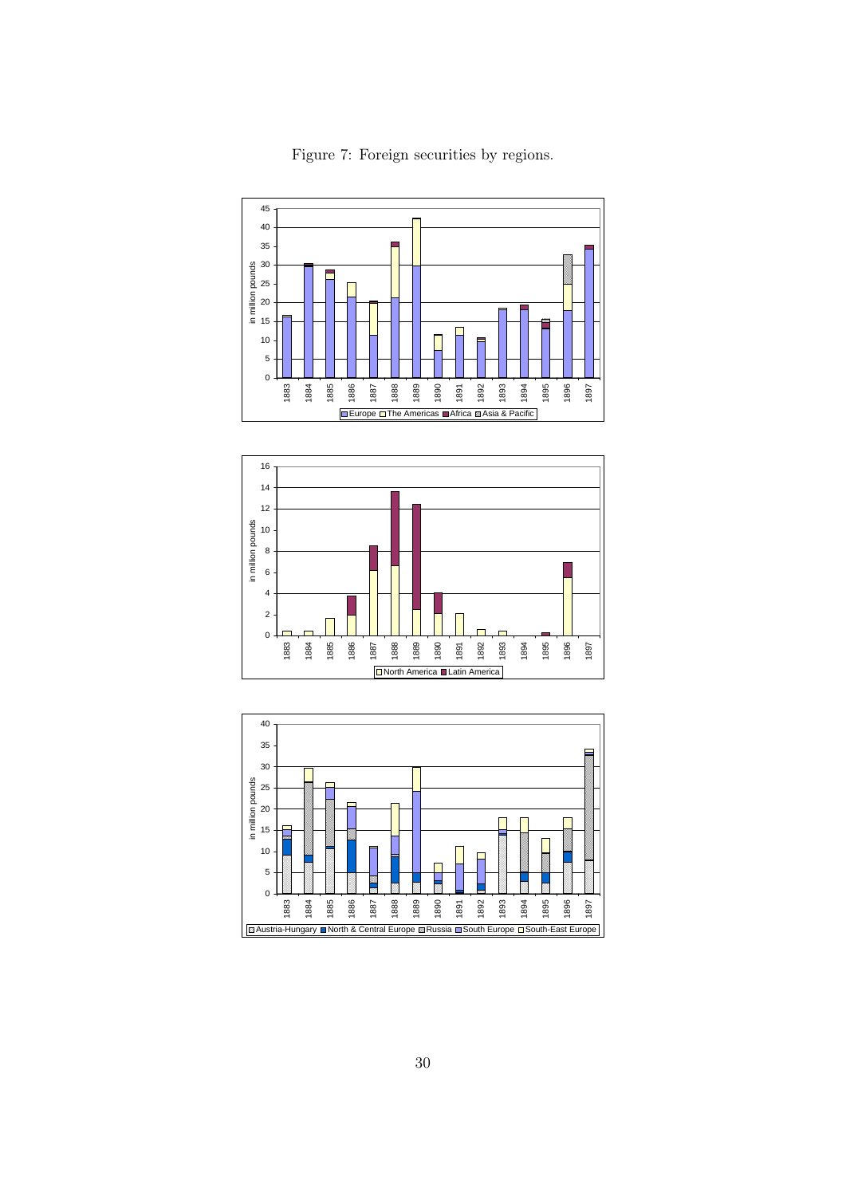Figure 7: Foreign securities by regions.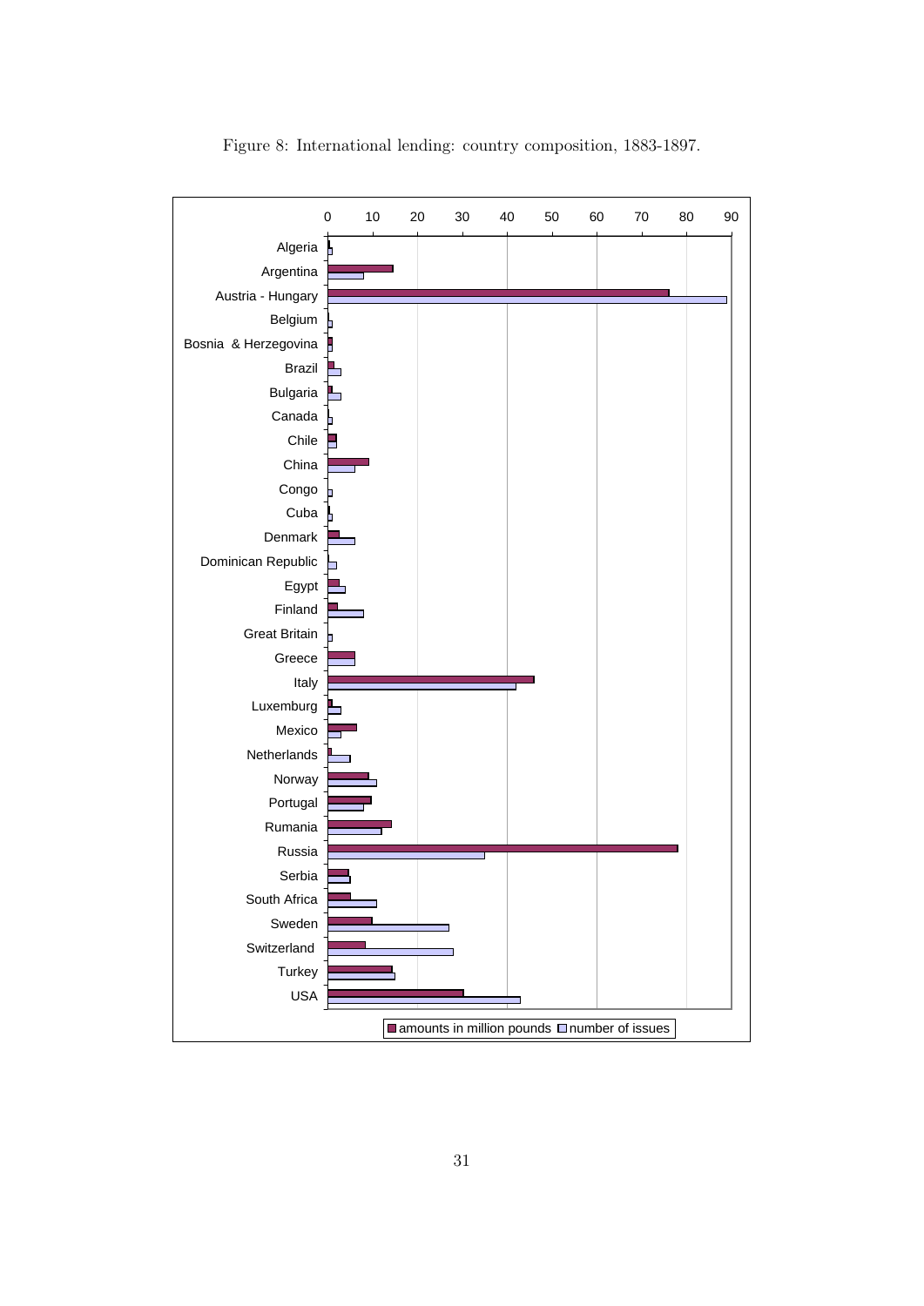Figure 8: International lending: country composition, 1883-1897.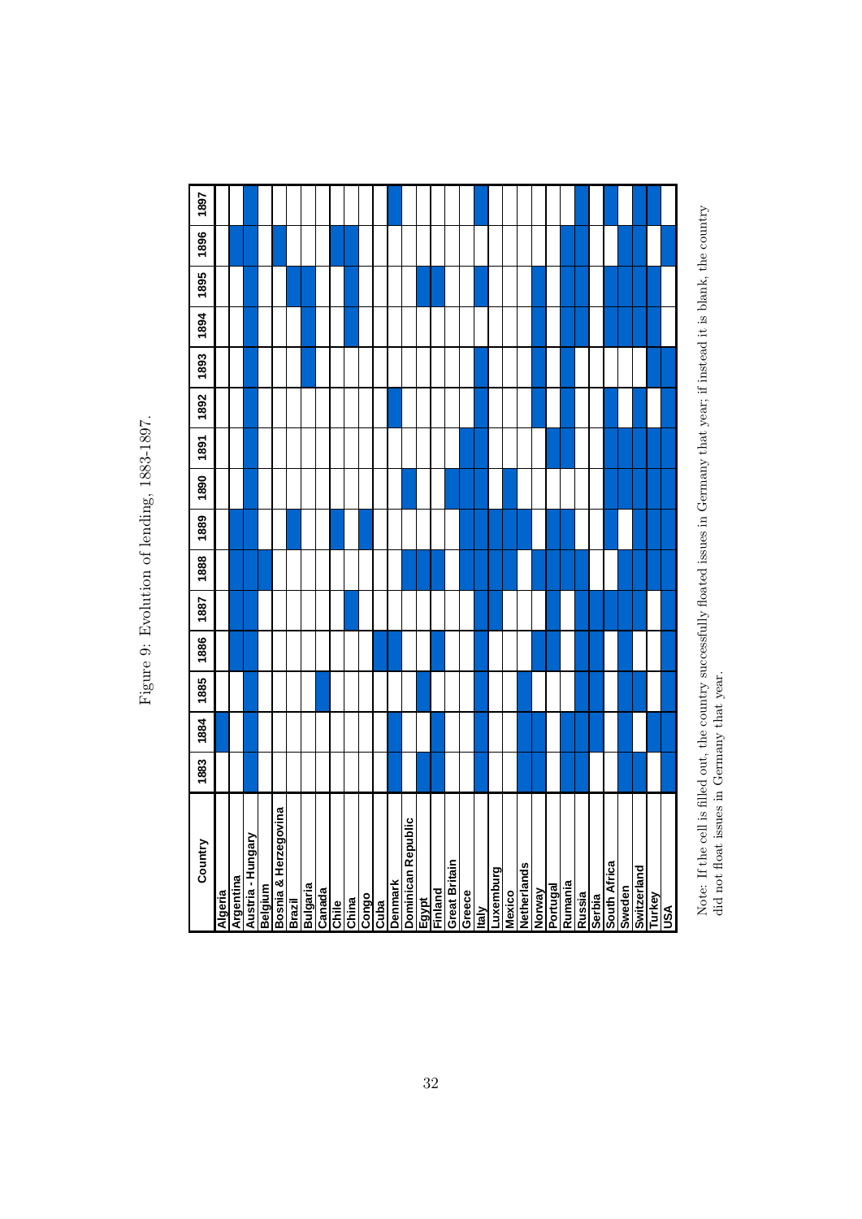Figure 9: Evolution of lending, 1883-1897.

| Country | 1883 | 1884 | 1885 | 1886 | 1887 | 1888 | 1889 | 1890 | 1891 | 1892 | 1893 | 1894 | 1895 | 1896 | 1897 |
|---|---|---|---|---|---|---|---|---|---|---|---|---|---|---|---|
| Algeria | | X | | | | | | | | | | | | | |
| Argentina | | | | X | X | X | X | | | | | | | X | |
| Austria - Hungary | X | X | X | X | X | X | X | X | X | X | X | X | X | X | X |
| Belgium | | | | | | X | | | | | | | | | |
| Bosnia & Herzegovina | | | | | | | | | | | | | | X | |
| Brazil | | | | | | | X | | | | | | X | | |
| Bulgaria | | | | | | | | | | | X | X | X | | |
| Canada | | | X | | | | | | | | | | | | |
| Chile | | | | | | | X | | | | | | | X | |
| China | | | | | X | | | | | | | X | X | X | |
| Congo | | | | | | | X | | | | | | | | |
| Cuba | | | | X | | | | | | | | | | | |
| Denmark | X | X | | X | | | | | | X | | | | | X |
| Dominican Republic | | | | | | X | | X | | | | | | | |
| Egypt | X | | X | | | X | | | | | | | X | | |
| Finland | X | X | | X | | X | | | | | | | X | | |
| Great Britain | | | | | | | | X | | | | | | | |
| Greece | | | | | | X | X | X | X | | | | | | |
| Italy | X | X | X | X | X | X | X | X | X | X | X | | X | | X |
| Luxemburg | | | | | X | X | X | | | | | | | | |
| Mexico | | | | | | X | X | X | | | | | | | |
| Netherlands | X | X | X | | | | X | | | | | | | | |
| Norway | X | X | | X | | X | | | | X | X | X | X | | |
| Portugal | | | | X | X | X | X | | X | | | | | | |
| Rumania | X | X | | | | X | X | | X | X | X | X | X | X | |
| Russia | X | X | X | X | X | X | | | | | | X | X | X | X |
| Serbia | | X | X | X | X | | | | | | | | | | |
| South Africa | | | | | X | | X | X | X | X | | X | X | | X |
| Sweden | X | X | X | X | X | X | | X | X | | | X | X | X | |
| Switzerland | X | | X | | X | X | X | X | X | X | | X | X | X | X |
| Turkey | | X | | | | X | X | X | X | | X | | X | | X |
| USA | X | X | X | X | X | X | X | X | X | X | X | | | X | |

Note: If the cell is filled out, the country successfully floated issues in Germany that year; if instead it is blank, the country did not float issues in Germany that year.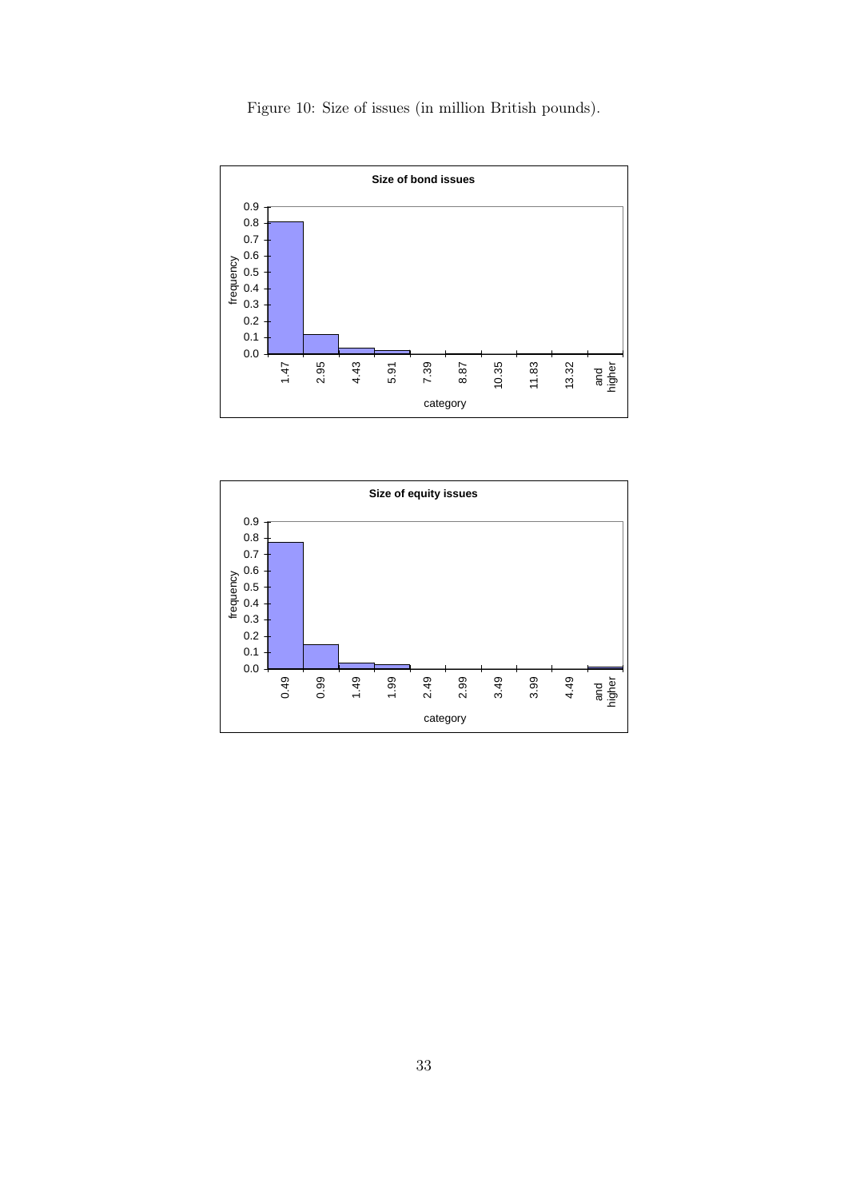Figure 10: Size of issues (in million British pounds).

**Size of bond issues**

**Size of equity issues**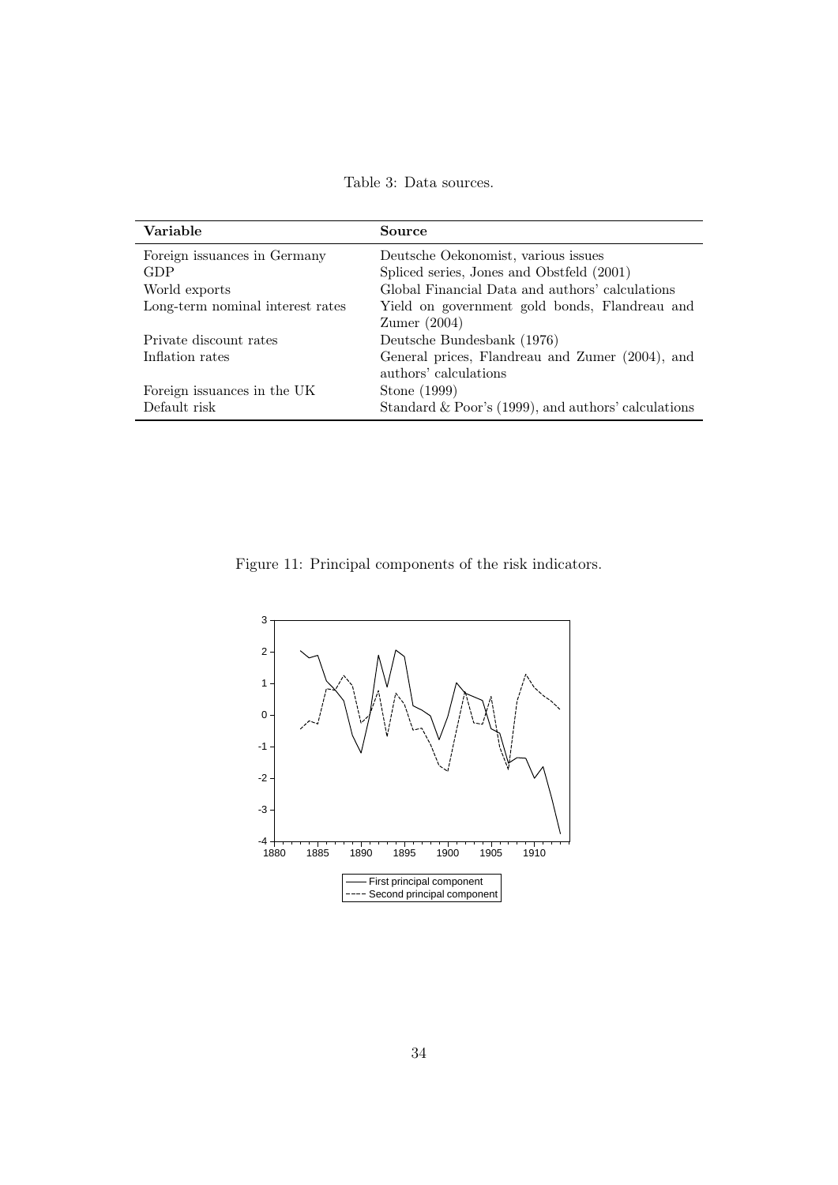Table 3: Data sources.

| Variable | Source |
|---|---|
| Foreign issuances in Germany | Deutsche Oekonomist, various issues |
| GDP | Spliced series, Jones and Obstfeld (2001) |
| World exports | Global Financial Data and authors' calculations |
| Long-term nominal interest rates | Yield on government gold bonds, Flandreau and Zumer (2004) |
| Private discount rates | Deutsche Bundesbank (1976) |
| Inflation rates | General prices, Flandreau and Zumer (2004), and authors' calculations |
| Foreign issuances in the UK | Stone (1999) |
| Default risk | Standard & Poor's (1999), and authors' calculations |

Figure 11: Principal components of the risk indicators.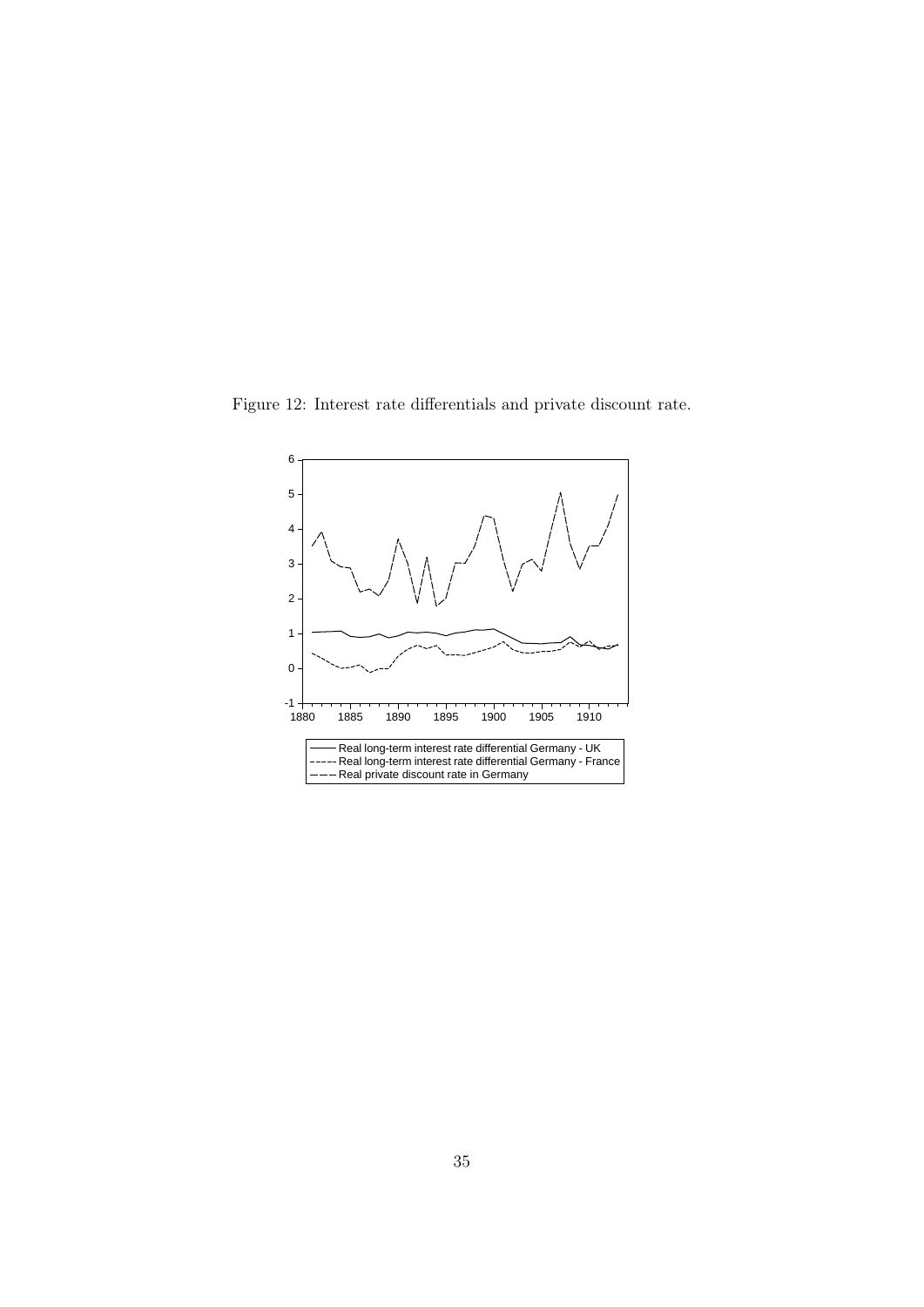Figure 12: Interest rate differentials and private discount rate.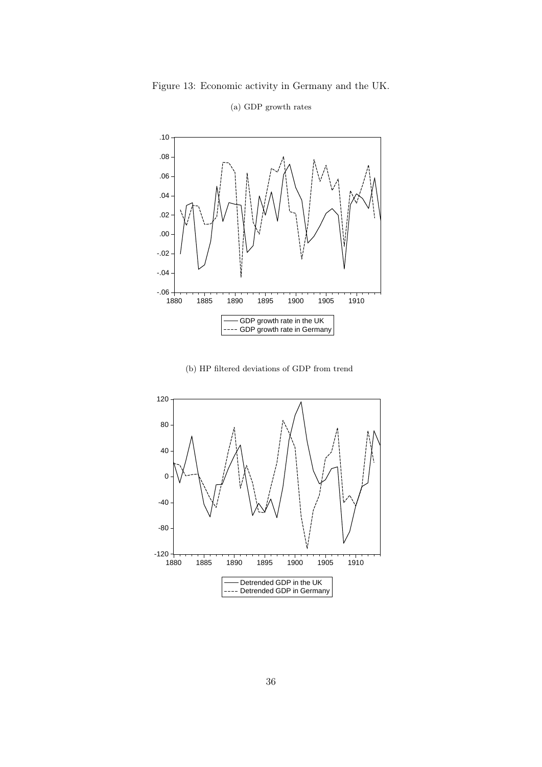Figure 13: Economic activity in Germany and the UK.

(a) GDP growth rates

(b) HP filtered deviations of GDP from trend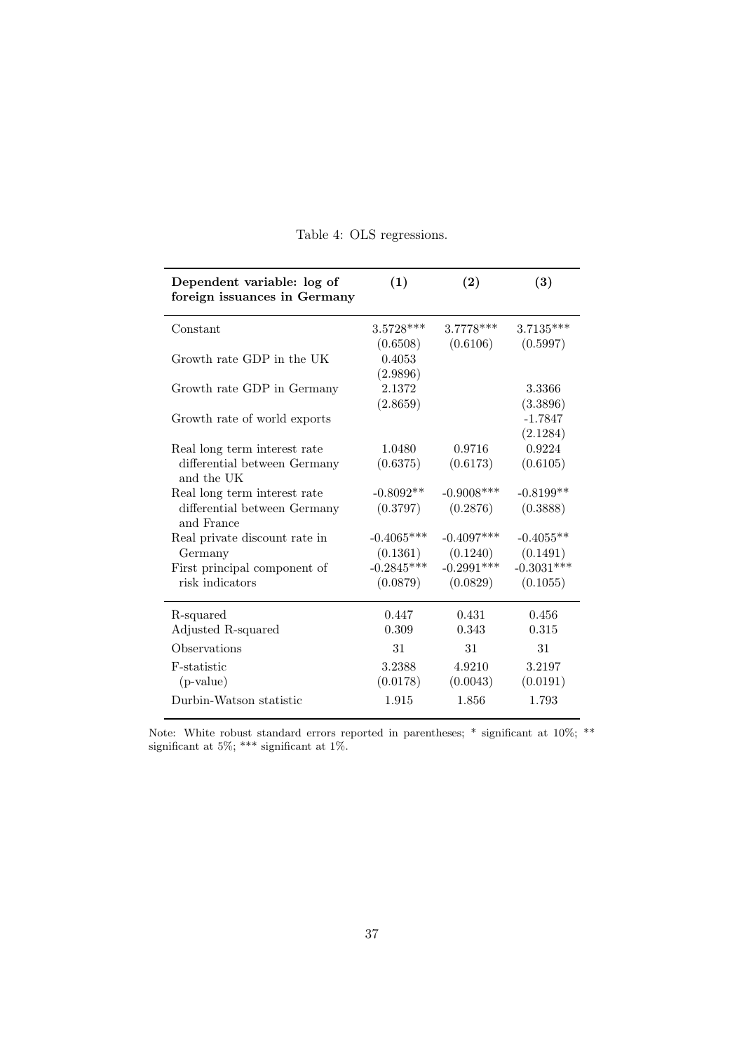Table 4: OLS regressions.

| **Dependent variable: log of foreign issuances in Germany** | **(1)** | **(2)** | **(3)** |
|---|---|---|---|
| Constant | 3.5728*** | 3.7778*** | 3.7135*** |
| | (0.6508) | (0.6106) | (0.5997) |
| Growth rate GDP in the UK | 0.4053 | | |
| | (2.9896) | | |
| Growth rate GDP in Germany | 2.1372 | | 3.3366 |
| | (2.8659) | | (3.3896) |
| Growth rate of world exports | | | -1.7847 |
| | | | (2.1284) |
| Real long term interest rate differential between Germany and the UK | 1.0480 | 0.9716 | 0.9224 |
| | (0.6375) | (0.6173) | (0.6105) |
| Real long term interest rate differential between Germany and France | -0.8092** | -0.9008*** | -0.8199** |
| | (0.3797) | (0.2876) | (0.3888) |
| Real private discount rate in Germany | -0.4065*** | -0.4097*** | -0.4055** |
| | (0.1361) | (0.1240) | (0.1491) |
| First principal component of risk indicators | -0.2845*** | -0.2991*** | -0.3031*** |
| | (0.0879) | (0.0829) | (0.1055) |
| R-squared | 0.447 | 0.431 | 0.456 |
| Adjusted R-squared | 0.309 | 0.343 | 0.315 |
| Observations | 31 | 31 | 31 |
| F-statistic | 3.2388 | 4.9210 | 3.2197 |
| (p-value) | (0.0178) | (0.0043) | (0.0191) |
| Durbin-Watson statistic | 1.915 | 1.856 | 1.793 |

Note: White robust standard errors reported in parentheses; * significant at 10%; ** significant at 5%; *** significant at 1%.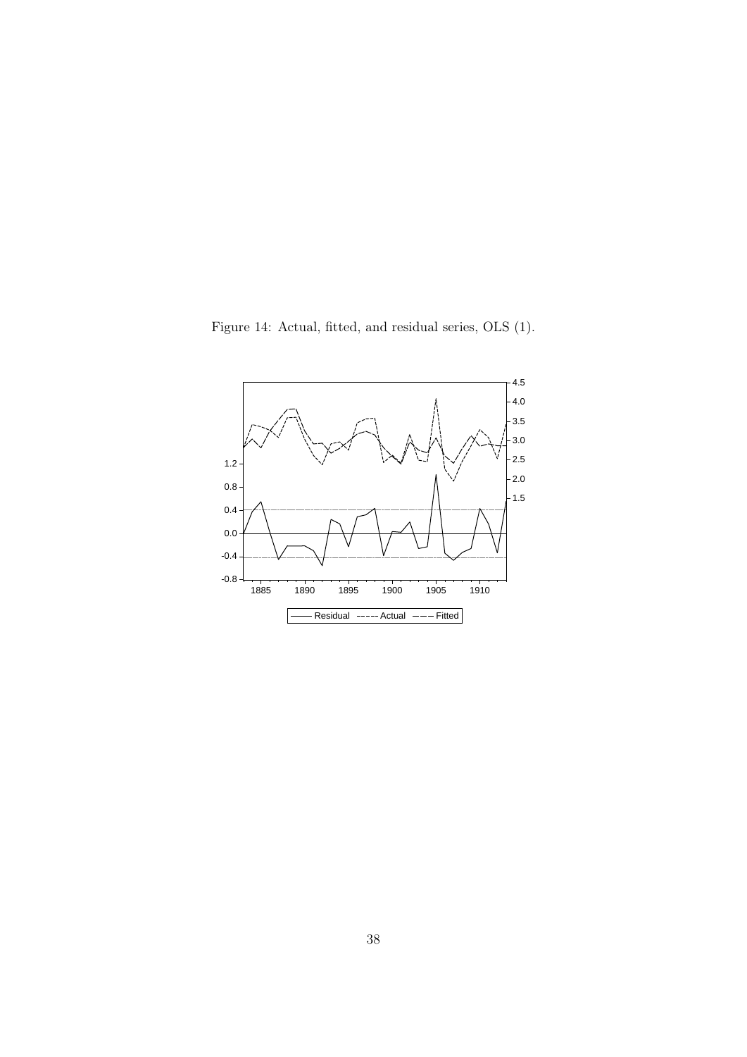Figure 14: Actual, fitted, and residual series, OLS (1).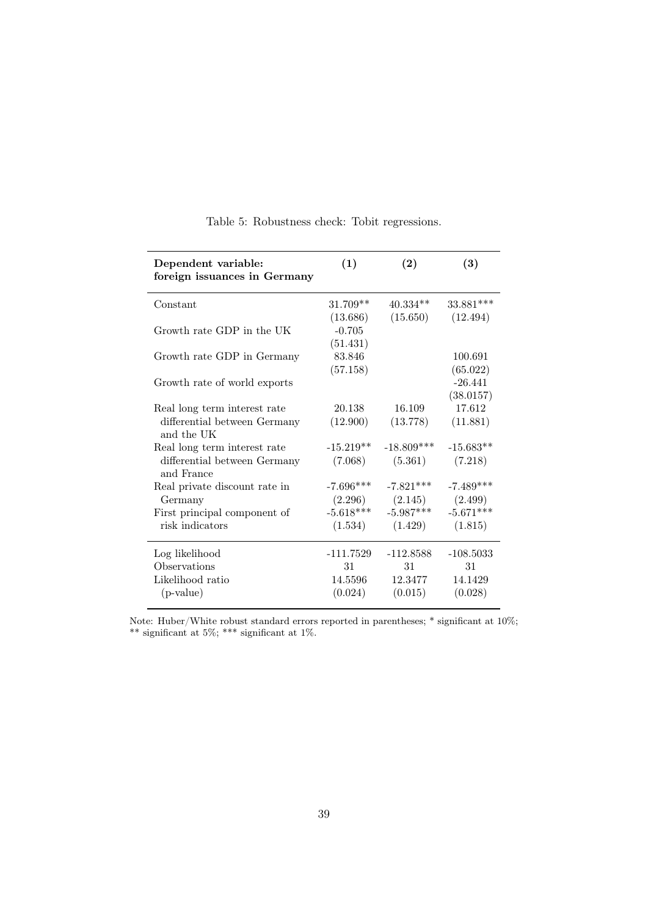Table 5: Robustness check: Tobit regressions.

| **Dependent variable: foreign issuances in Germany** | **(1)** | **(2)** | **(3)** |
|---|---|---|---|
| Constant | 31.709** | 40.334** | 33.881*** |
| | (13.686) | (15.650) | (12.494) |
| Growth rate GDP in the UK | -0.705 | | |
| | (51.431) | | |
| Growth rate GDP in Germany | 83.846 | | 100.691 |
| | (57.158) | | (65.022) |
| Growth rate of world exports | | | -26.441 |
| | | | (38.0157) |
| Real long term interest rate differential between Germany and the UK | 20.138 | 16.109 | 17.612 |
| | (12.900) | (13.778) | (11.881) |
| Real long term interest rate differential between Germany and France | -15.219** | -18.809*** | -15.683** |
| | (7.068) | (5.361) | (7.218) |
| Real private discount rate in Germany | -7.696*** | -7.821*** | -7.489*** |
| | (2.296) | (2.145) | (2.499) |
| First principal component of risk indicators | -5.618*** | -5.987*** | -5.671*** |
| | (1.534) | (1.429) | (1.815) |
| Log likelihood | -111.7529 | -112.8588 | -108.5033 |
| Observations | 31 | 31 | 31 |
| Likelihood ratio | 14.5596 | 12.3477 | 14.1429 |
| (p-value) | (0.024) | (0.015) | (0.028) |

Note: Huber/White robust standard errors reported in parentheses; * significant at 10%; ** significant at 5%; *** significant at 1%.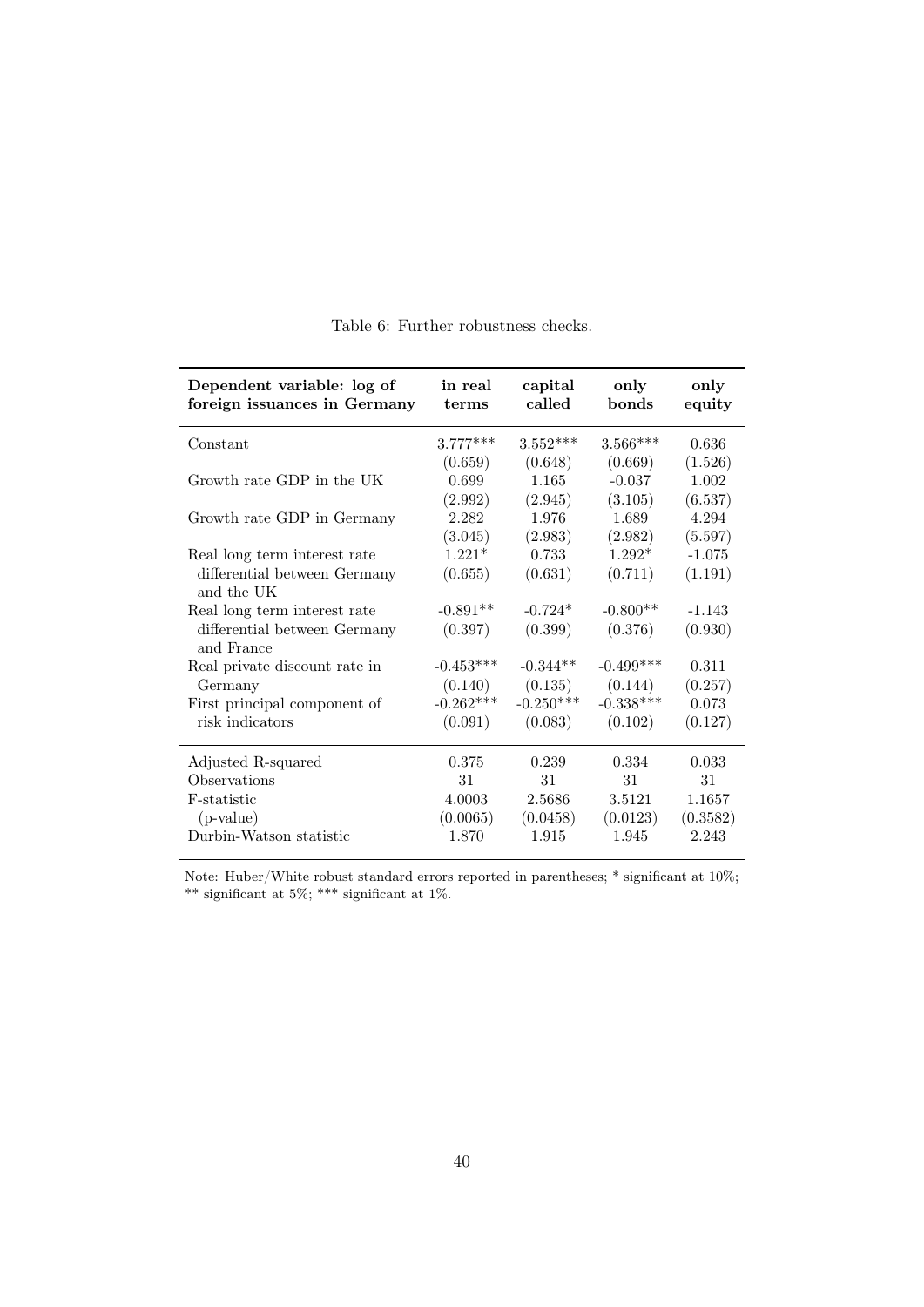Table 6: Further robustness checks.

| Dependent variable: log of foreign issuances in Germany | in real terms | capital called | only bonds | only equity |
|---|---|---|---|---|
| Constant | 3.777*** | 3.552*** | 3.566*** | 0.636 |
| | (0.659) | (0.648) | (0.669) | (1.526) |
| Growth rate GDP in the UK | 0.699 | 1.165 | -0.037 | 1.002 |
| | (2.992) | (2.945) | (3.105) | (6.537) |
| Growth rate GDP in Germany | 2.282 | 1.976 | 1.689 | 4.294 |
| | (3.045) | (2.983) | (2.982) | (5.597) |
| Real long term interest rate differential between Germany and the UK | 1.221* | 0.733 | 1.292* | -1.075 |
| | (0.655) | (0.631) | (0.711) | (1.191) |
| Real long term interest rate differential between Germany and France | -0.891** | -0.724* | -0.800** | -1.143 |
| | (0.397) | (0.399) | (0.376) | (0.930) |
| Real private discount rate in Germany | -0.453*** | -0.344** | -0.499*** | 0.311 |
| | (0.140) | (0.135) | (0.144) | (0.257) |
| First principal component of risk indicators | -0.262*** | -0.250*** | -0.338*** | 0.073 |
| | (0.091) | (0.083) | (0.102) | (0.127) |
| Adjusted R-squared | 0.375 | 0.239 | 0.334 | 0.033 |
| Observations | 31 | 31 | 31 | 31 |
| F-statistic | 4.0003 | 2.5686 | 3.5121 | 1.1657 |
| (p-value) | (0.0065) | (0.0458) | (0.0123) | (0.3582) |
| Durbin-Watson statistic | 1.870 | 1.915 | 1.945 | 2.243 |

Note: Huber/White robust standard errors reported in parentheses; * significant at 10%; ** significant at 5%; *** significant at 1%.